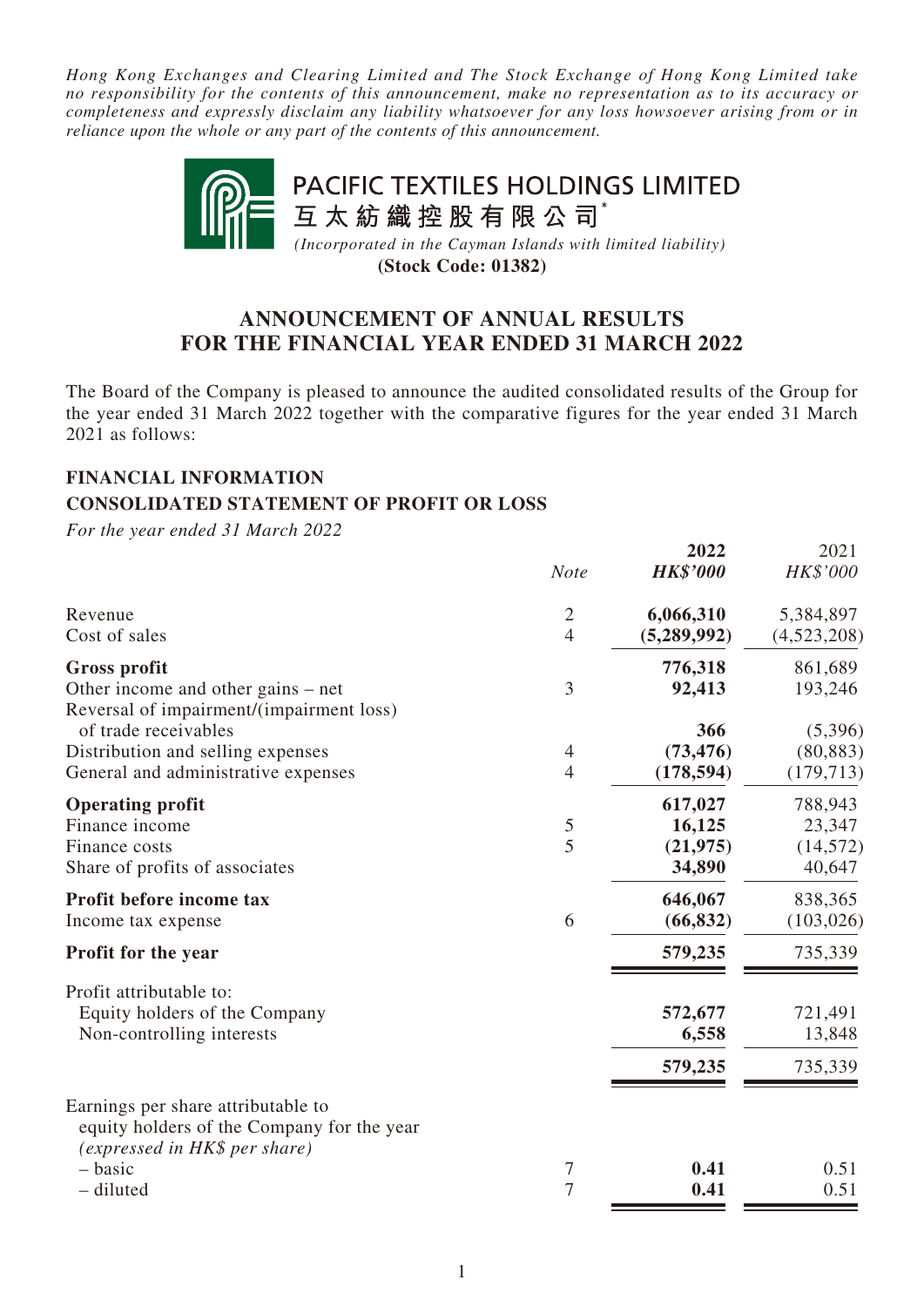*Hong Kong Exchanges and Clearing Limited and The Stock Exchange of Hong Kong Limited take no responsibility for the contents of this announcement, make no representation as to its accuracy or completeness and expressly disclaim any liability whatsoever for any loss howsoever arising from or in reliance upon the whole or any part of the contents of this announcement.*

**PACIFIC TEXTILES HOLDINGS LIMITED**
**互太紡織控股有限公司***

*(Incorporated in the Cayman Islands with limited liability)*
**(Stock Code: 01382)**

# ANNOUNCEMENT OF ANNUAL RESULTS FOR THE FINANCIAL YEAR ENDED 31 MARCH 2022

The Board of the Company is pleased to announce the audited consolidated results of the Group for the year ended 31 March 2022 together with the comparative figures for the year ended 31 March 2021 as follows:

## FINANCIAL INFORMATION

## CONSOLIDATED STATEMENT OF PROFIT OR LOSS

*For the year ended 31 March 2022*

| | *Note* | **2022** ***HK$'000*** | 2021 *HK$'000* |
|---|---|---|---|
| Revenue | 2 | **6,066,310** | 5,384,897 |
| Cost of sales | 4 | **(5,289,992)** | (4,523,208) |
| **Gross profit** | | **776,318** | 861,689 |
| Other income and other gains – net | 3 | **92,413** | 193,246 |
| Reversal of impairment/(impairment loss) of trade receivables | | **366** | (5,396) |
| Distribution and selling expenses | 4 | **(73,476)** | (80,883) |
| General and administrative expenses | 4 | **(178,594)** | (179,713) |
| **Operating profit** | | **617,027** | 788,943 |
| Finance income | 5 | **16,125** | 23,347 |
| Finance costs | 5 | **(21,975)** | (14,572) |
| Share of profits of associates | | **34,890** | 40,647 |
| **Profit before income tax** | | **646,067** | 838,365 |
| Income tax expense | 6 | **(66,832)** | (103,026) |
| **Profit for the year** | | **579,235** | 735,339 |
| Profit attributable to: | | | |
| Equity holders of the Company | | **572,677** | 721,491 |
| Non-controlling interests | | **6,558** | 13,848 |
| | | **579,235** | 735,339 |
| Earnings per share attributable to equity holders of the Company for the year *(expressed in HK$ per share)* | | | |
| – basic | 7 | **0.41** | 0.51 |
| – diluted | 7 | **0.41** | 0.51 |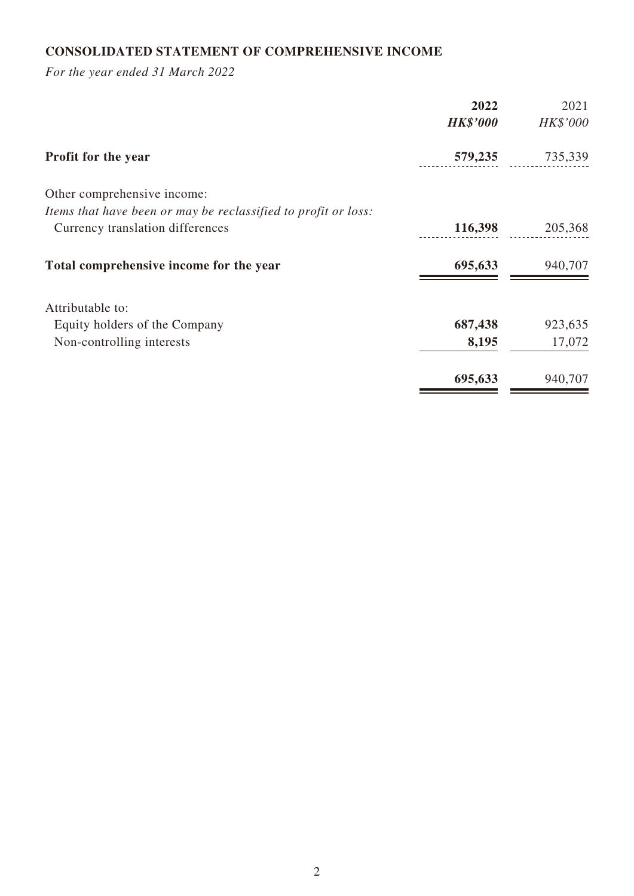## CONSOLIDATED STATEMENT OF COMPREHENSIVE INCOME

*For the year ended 31 March 2022*

| | **2022** | 2021 |
|---|---|---|
| | ***HK$'000*** | *HK$'000* |
| **Profit for the year** | **579,235** | 735,339 |
| Other comprehensive income: | | |
| *Items that have been or may be reclassified to profit or loss:* | | |
| Currency translation differences | **116,398** | 205,368 |
| **Total comprehensive income for the year** | **695,633** | 940,707 |
| Attributable to: | | |
| Equity holders of the Company | **687,438** | 923,635 |
| Non-controlling interests | **8,195** | 17,072 |
| | **695,633** | 940,707 |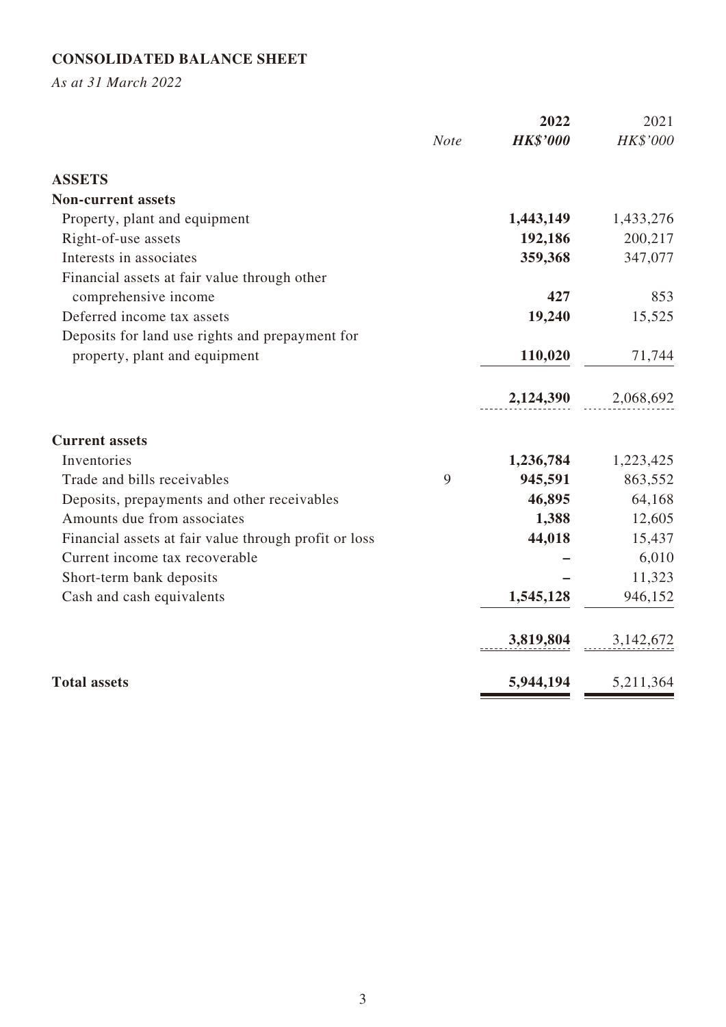**CONSOLIDATED BALANCE SHEET**

*As at 31 March 2022*

| | Note | 2022 HK$'000 | 2021 HK$'000 |
|---|---|---|---|
| **ASSETS** | | | |
| **Non-current assets** | | | |
| Property, plant and equipment | | **1,443,149** | 1,433,276 |
| Right-of-use assets | | **192,186** | 200,217 |
| Interests in associates | | **359,368** | 347,077 |
| Financial assets at fair value through other comprehensive income | | **427** | 853 |
| Deferred income tax assets | | **19,240** | 15,525 |
| Deposits for land use rights and prepayment for property, plant and equipment | | **110,020** | 71,744 |
| | | **2,124,390** | 2,068,692 |
| **Current assets** | | | |
| Inventories | | **1,236,784** | 1,223,425 |
| Trade and bills receivables | 9 | **945,591** | 863,552 |
| Deposits, prepayments and other receivables | | **46,895** | 64,168 |
| Amounts due from associates | | **1,388** | 12,605 |
| Financial assets at fair value through profit or loss | | **44,018** | 15,437 |
| Current income tax recoverable | | **–** | 6,010 |
| Short-term bank deposits | | **–** | 11,323 |
| Cash and cash equivalents | | **1,545,128** | 946,152 |
| | | **3,819,804** | 3,142,672 |
| **Total assets** | | **5,944,194** | 5,211,364 |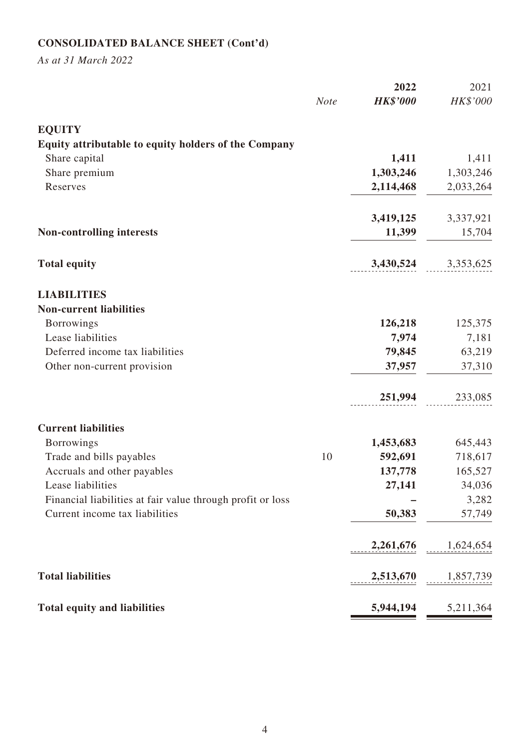## CONSOLIDATED BALANCE SHEET (Cont'd)

*As at 31 March 2022*

| | Note | 2022<br>*HK$'000* | 2021<br>*HK$'000* |
|---|---|---|---|
| **EQUITY** | | | |
| **Equity attributable to equity holders of the Company** | | | |
| Share capital | | **1,411** | 1,411 |
| Share premium | | **1,303,246** | 1,303,246 |
| Reserves | | **2,114,468** | 2,033,264 |
| | | **3,419,125** | 3,337,921 |
| **Non-controlling interests** | | **11,399** | 15,704 |
| **Total equity** | | **3,430,524** | 3,353,625 |
| **LIABILITIES** | | | |
| **Non-current liabilities** | | | |
| Borrowings | | **126,218** | 125,375 |
| Lease liabilities | | **7,974** | 7,181 |
| Deferred income tax liabilities | | **79,845** | 63,219 |
| Other non-current provision | | **37,957** | 37,310 |
| | | **251,994** | 233,085 |
| **Current liabilities** | | | |
| Borrowings | | **1,453,683** | 645,443 |
| Trade and bills payables | 10 | **592,691** | 718,617 |
| Accruals and other payables | | **137,778** | 165,527 |
| Lease liabilities | | **27,141** | 34,036 |
| Financial liabilities at fair value through profit or loss | | **–** | 3,282 |
| Current income tax liabilities | | **50,383** | 57,749 |
| | | **2,261,676** | 1,624,654 |
| **Total liabilities** | | **2,513,670** | 1,857,739 |
| **Total equity and liabilities** | | **5,944,194** | 5,211,364 |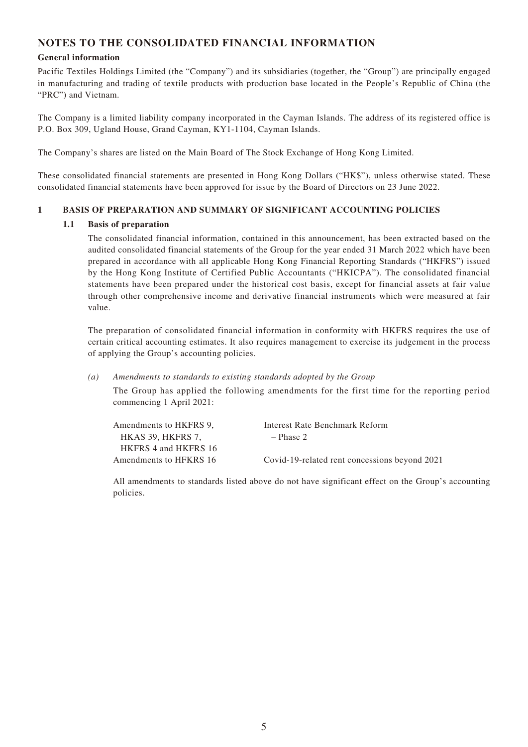## NOTES TO THE CONSOLIDATED FINANCIAL INFORMATION

**General information**

Pacific Textiles Holdings Limited (the "Company") and its subsidiaries (together, the "Group") are principally engaged in manufacturing and trading of textile products with production base located in the People's Republic of China (the "PRC") and Vietnam.

The Company is a limited liability company incorporated in the Cayman Islands. The address of its registered office is P.O. Box 309, Ugland House, Grand Cayman, KY1-1104, Cayman Islands.

The Company's shares are listed on the Main Board of The Stock Exchange of Hong Kong Limited.

These consolidated financial statements are presented in Hong Kong Dollars ("HK$"), unless otherwise stated. These consolidated financial statements have been approved for issue by the Board of Directors on 23 June 2022.

### 1 BASIS OF PREPARATION AND SUMMARY OF SIGNIFICANT ACCOUNTING POLICIES

#### 1.1 Basis of preparation

The consolidated financial information, contained in this announcement, has been extracted based on the audited consolidated financial statements of the Group for the year ended 31 March 2022 which have been prepared in accordance with all applicable Hong Kong Financial Reporting Standards ("HKFRS") issued by the Hong Kong Institute of Certified Public Accountants ("HKICPA"). The consolidated financial statements have been prepared under the historical cost basis, except for financial assets at fair value through other comprehensive income and derivative financial instruments which were measured at fair value.

The preparation of consolidated financial information in conformity with HKFRS requires the use of certain critical accounting estimates. It also requires management to exercise its judgement in the process of applying the Group's accounting policies.

*(a) Amendments to standards to existing standards adopted by the Group*

The Group has applied the following amendments for the first time for the reporting period commencing 1 April 2021:

| | |
|---|---|
| Amendments to HKFRS 9, HKAS 39, HKFRS 7, HKFRS 4 and HKFRS 16 | Interest Rate Benchmark Reform – Phase 2 |
| Amendments to HFKRS 16 | Covid-19-related rent concessions beyond 2021 |

All amendments to standards listed above do not have significant effect on the Group's accounting policies.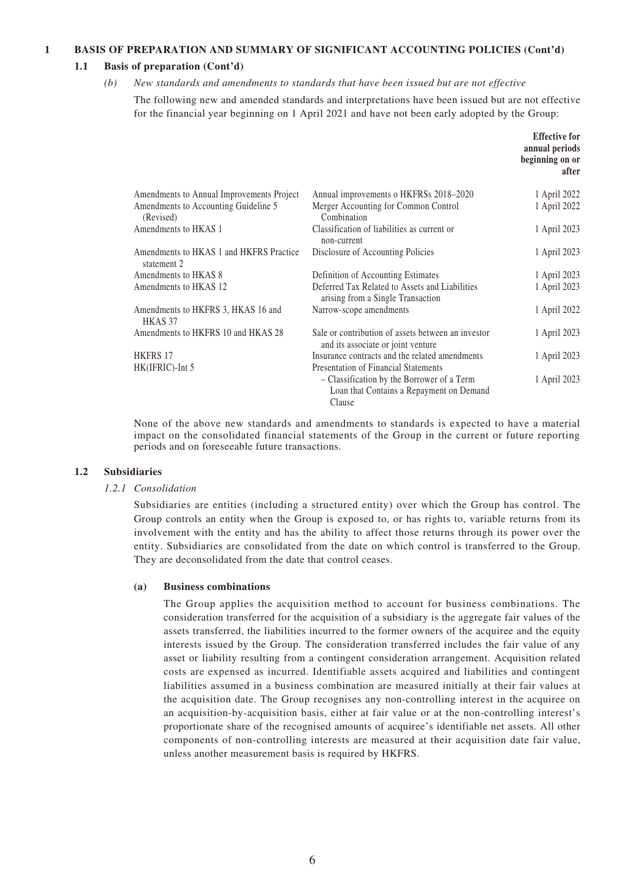# 1 BASIS OF PREPARATION AND SUMMARY OF SIGNIFICANT ACCOUNTING POLICIES (Cont'd)

## 1.1 Basis of preparation (Cont'd)

*(b) New standards and amendments to standards that have been issued but are not effective*

The following new and amended standards and interpretations have been issued but are not effective for the financial year beginning on 1 April 2021 and have not been early adopted by the Group:

| | | Effective for annual periods beginning on or after |
|---|---|---|
| Amendments to Annual Improvements Project | Annual improvements o HKFRSs 2018–2020 | 1 April 2022 |
| Amendments to Accounting Guideline 5 (Revised) | Merger Accounting for Common Control Combination | 1 April 2022 |
| Amendments to HKAS 1 | Classification of liabilities as current or non-current | 1 April 2023 |
| Amendments to HKAS 1 and HKFRS Practice statement 2 | Disclosure of Accounting Policies | 1 April 2023 |
| Amendments to HKAS 8 | Definition of Accounting Estimates | 1 April 2023 |
| Amendments to HKAS 12 | Deferred Tax Related to Assets and Liabilities arising from a Single Transaction | 1 April 2023 |
| Amendments to HKFRS 3, HKAS 16 and HKAS 37 | Narrow-scope amendments | 1 April 2022 |
| Amendments to HKFRS 10 and HKAS 28 | Sale or contribution of assets between an investor and its associate or joint venture | 1 April 2023 |
| HKFRS 17 | Insurance contracts and the related amendments | 1 April 2023 |
| HK(IFRIC)-Int 5 | Presentation of Financial Statements – Classification by the Borrower of a Term Loan that Contains a Repayment on Demand Clause | 1 April 2023 |

None of the above new standards and amendments to standards is expected to have a material impact on the consolidated financial statements of the Group in the current or future reporting periods and on foreseeable future transactions.

## 1.2 Subsidiaries

### *1.2.1 Consolidation*

Subsidiaries are entities (including a structured entity) over which the Group has control. The Group controls an entity when the Group is exposed to, or has rights to, variable returns from its involvement with the entity and has the ability to affect those returns through its power over the entity. Subsidiaries are consolidated from the date on which control is transferred to the Group. They are deconsolidated from the date that control ceases.

#### (a) Business combinations

The Group applies the acquisition method to account for business combinations. The consideration transferred for the acquisition of a subsidiary is the aggregate fair values of the assets transferred, the liabilities incurred to the former owners of the acquiree and the equity interests issued by the Group. The consideration transferred includes the fair value of any asset or liability resulting from a contingent consideration arrangement. Acquisition related costs are expensed as incurred. Identifiable assets acquired and liabilities and contingent liabilities assumed in a business combination are measured initially at their fair values at the acquisition date. The Group recognises any non-controlling interest in the acquiree on an acquisition-by-acquisition basis, either at fair value or at the non-controlling interest's proportionate share of the recognised amounts of acquiree's identifiable net assets. All other components of non-controlling interests are measured at their acquisition date fair value, unless another measurement basis is required by HKFRS.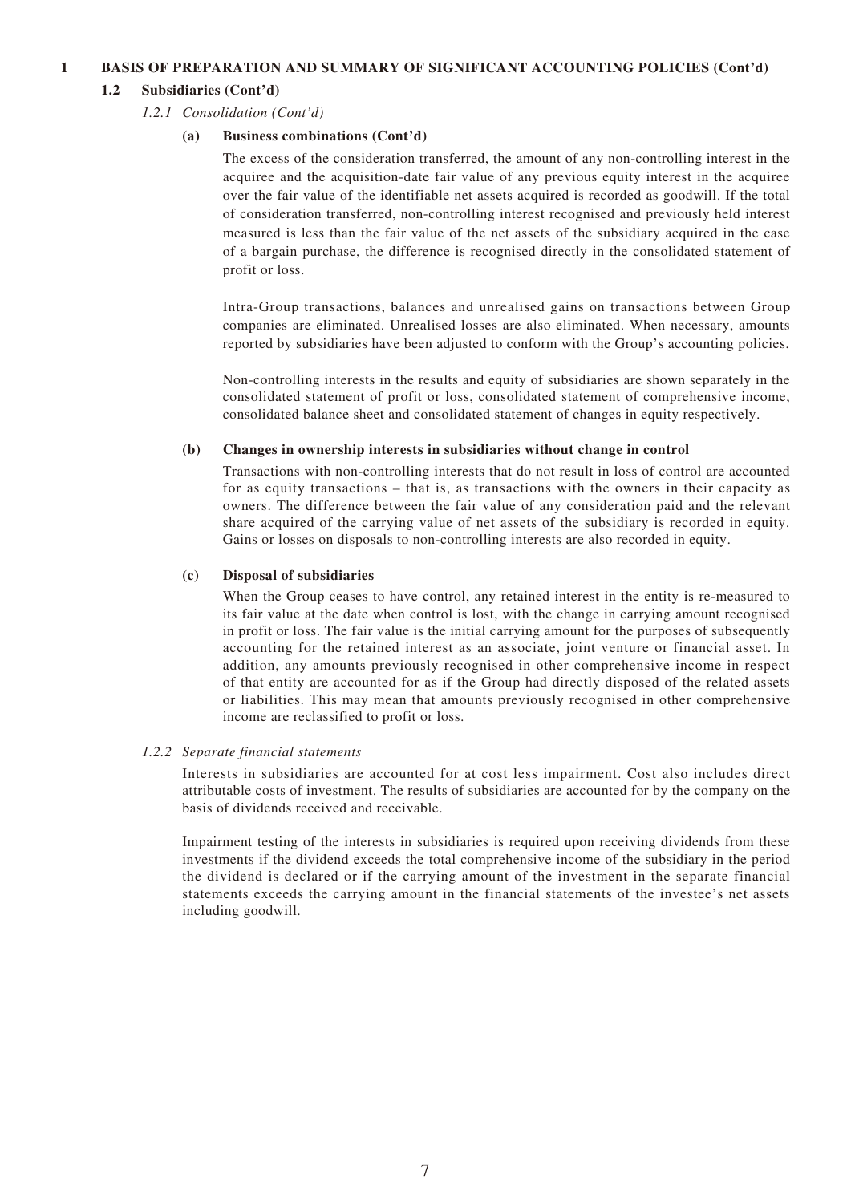## 1 BASIS OF PREPARATION AND SUMMARY OF SIGNIFICANT ACCOUNTING POLICIES (Cont'd)

### 1.2 Subsidiaries (Cont'd)

*1.2.1 Consolidation (Cont'd)*

**(a) Business combinations (Cont'd)**

The excess of the consideration transferred, the amount of any non-controlling interest in the acquiree and the acquisition-date fair value of any previous equity interest in the acquiree over the fair value of the identifiable net assets acquired is recorded as goodwill. If the total of consideration transferred, non-controlling interest recognised and previously held interest measured is less than the fair value of the net assets of the subsidiary acquired in the case of a bargain purchase, the difference is recognised directly in the consolidated statement of profit or loss.

Intra-Group transactions, balances and unrealised gains on transactions between Group companies are eliminated. Unrealised losses are also eliminated. When necessary, amounts reported by subsidiaries have been adjusted to conform with the Group's accounting policies.

Non-controlling interests in the results and equity of subsidiaries are shown separately in the consolidated statement of profit or loss, consolidated statement of comprehensive income, consolidated balance sheet and consolidated statement of changes in equity respectively.

**(b) Changes in ownership interests in subsidiaries without change in control**

Transactions with non-controlling interests that do not result in loss of control are accounted for as equity transactions – that is, as transactions with the owners in their capacity as owners. The difference between the fair value of any consideration paid and the relevant share acquired of the carrying value of net assets of the subsidiary is recorded in equity. Gains or losses on disposals to non-controlling interests are also recorded in equity.

**(c) Disposal of subsidiaries**

When the Group ceases to have control, any retained interest in the entity is re-measured to its fair value at the date when control is lost, with the change in carrying amount recognised in profit or loss. The fair value is the initial carrying amount for the purposes of subsequently accounting for the retained interest as an associate, joint venture or financial asset. In addition, any amounts previously recognised in other comprehensive income in respect of that entity are accounted for as if the Group had directly disposed of the related assets or liabilities. This may mean that amounts previously recognised in other comprehensive income are reclassified to profit or loss.

*1.2.2 Separate financial statements*

Interests in subsidiaries are accounted for at cost less impairment. Cost also includes direct attributable costs of investment. The results of subsidiaries are accounted for by the company on the basis of dividends received and receivable.

Impairment testing of the interests in subsidiaries is required upon receiving dividends from these investments if the dividend exceeds the total comprehensive income of the subsidiary in the period the dividend is declared or if the carrying amount of the investment in the separate financial statements exceeds the carrying amount in the financial statements of the investee's net assets including goodwill.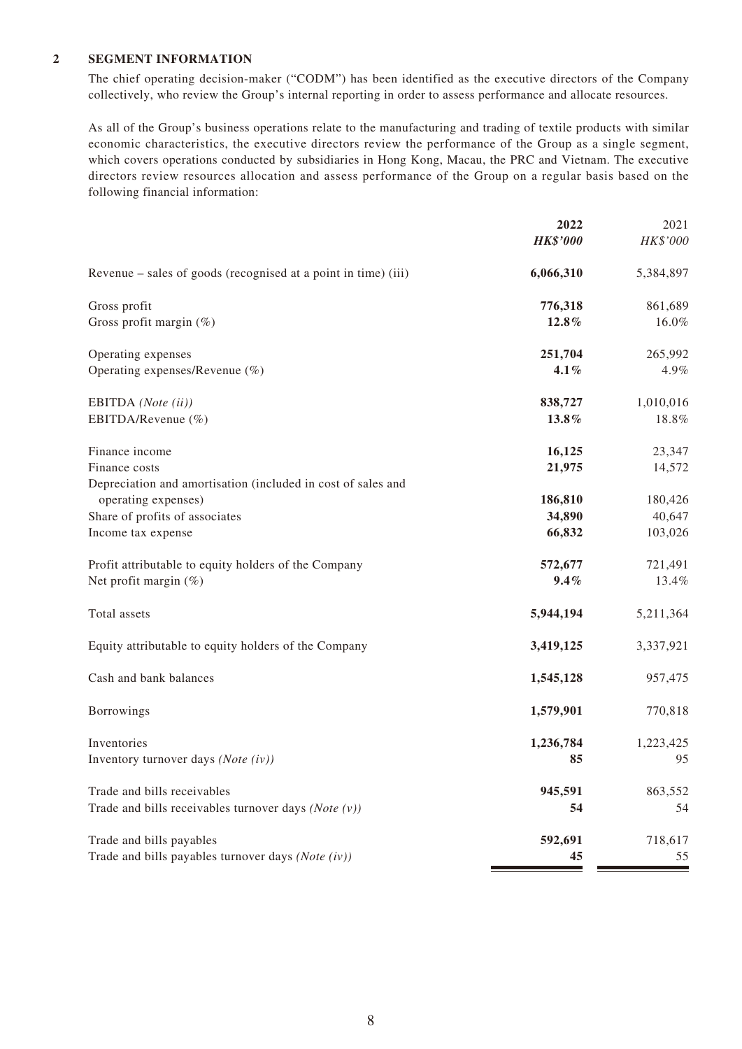## 2 SEGMENT INFORMATION

The chief operating decision-maker ("CODM") has been identified as the executive directors of the Company collectively, who review the Group's internal reporting in order to assess performance and allocate resources.

As all of the Group's business operations relate to the manufacturing and trading of textile products with similar economic characteristics, the executive directors review the performance of the Group as a single segment, which covers operations conducted by subsidiaries in Hong Kong, Macau, the PRC and Vietnam. The executive directors review resources allocation and assess performance of the Group on a regular basis based on the following financial information:

| | **2022** | 2021 |
|---|---|---|
| | ***HK$'000*** | *HK$'000* |
| Revenue – sales of goods (recognised at a point in time) (iii) | **6,066,310** | 5,384,897 |
| Gross profit | **776,318** | 861,689 |
| Gross profit margin (%) | **12.8%** | 16.0% |
| Operating expenses | **251,704** | 265,992 |
| Operating expenses/Revenue (%) | **4.1%** | 4.9% |
| EBITDA *(Note (ii))* | **838,727** | 1,010,016 |
| EBITDA/Revenue (%) | **13.8%** | 18.8% |
| Finance income | **16,125** | 23,347 |
| Finance costs | **21,975** | 14,572 |
| Depreciation and amortisation (included in cost of sales and operating expenses) | **186,810** | 180,426 |
| Share of profits of associates | **34,890** | 40,647 |
| Income tax expense | **66,832** | 103,026 |
| Profit attributable to equity holders of the Company | **572,677** | 721,491 |
| Net profit margin (%) | **9.4%** | 13.4% |
| Total assets | **5,944,194** | 5,211,364 |
| Equity attributable to equity holders of the Company | **3,419,125** | 3,337,921 |
| Cash and bank balances | **1,545,128** | 957,475 |
| Borrowings | **1,579,901** | 770,818 |
| Inventories | **1,236,784** | 1,223,425 |
| Inventory turnover days *(Note (iv))* | **85** | 95 |
| Trade and bills receivables | **945,591** | 863,552 |
| Trade and bills receivables turnover days *(Note (v))* | **54** | 54 |
| Trade and bills payables | **592,691** | 718,617 |
| Trade and bills payables turnover days *(Note (iv))* | **45** | 55 |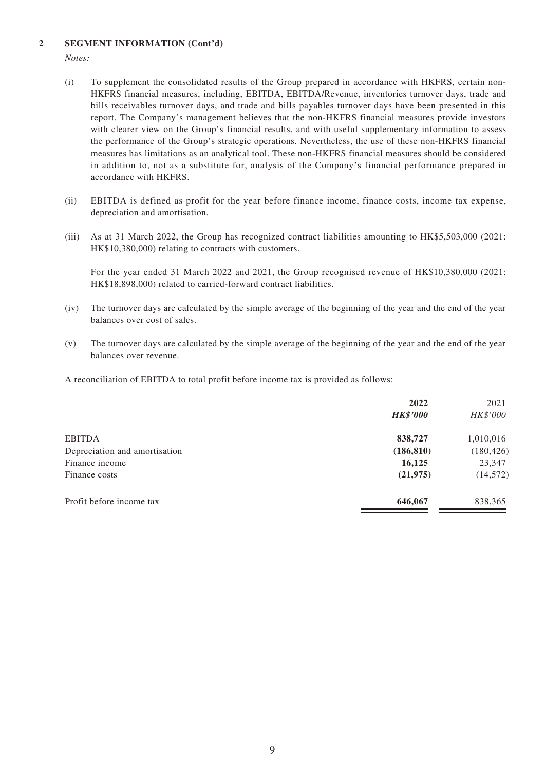## 2 SEGMENT INFORMATION (Cont'd)

*Notes:*

(i) To supplement the consolidated results of the Group prepared in accordance with HKFRS, certain non-HKFRS financial measures, including, EBITDA, EBITDA/Revenue, inventories turnover days, trade and bills receivables turnover days, and trade and bills payables turnover days have been presented in this report. The Company's management believes that the non-HKFRS financial measures provide investors with clearer view on the Group's financial results, and with useful supplementary information to assess the performance of the Group's strategic operations. Nevertheless, the use of these non-HKFRS financial measures has limitations as an analytical tool. These non-HKFRS financial measures should be considered in addition to, not as a substitute for, analysis of the Company's financial performance prepared in accordance with HKFRS.

(ii) EBITDA is defined as profit for the year before finance income, finance costs, income tax expense, depreciation and amortisation.

(iii) As at 31 March 2022, the Group has recognized contract liabilities amounting to HK$5,503,000 (2021: HK$10,380,000) relating to contracts with customers.

For the year ended 31 March 2022 and 2021, the Group recognised revenue of HK$10,380,000 (2021: HK$18,898,000) related to carried-forward contract liabilities.

(iv) The turnover days are calculated by the simple average of the beginning of the year and the end of the year balances over cost of sales.

(v) The turnover days are calculated by the simple average of the beginning of the year and the end of the year balances over revenue.

A reconciliation of EBITDA to total profit before income tax is provided as follows:

| | **2022** | 2021 |
|---|---|---|
| | ***HK$'000*** | *HK$'000* |
| EBITDA | **838,727** | 1,010,016 |
| Depreciation and amortisation | **(186,810)** | (180,426) |
| Finance income | **16,125** | 23,347 |
| Finance costs | **(21,975)** | (14,572) |
| Profit before income tax | **646,067** | 838,365 |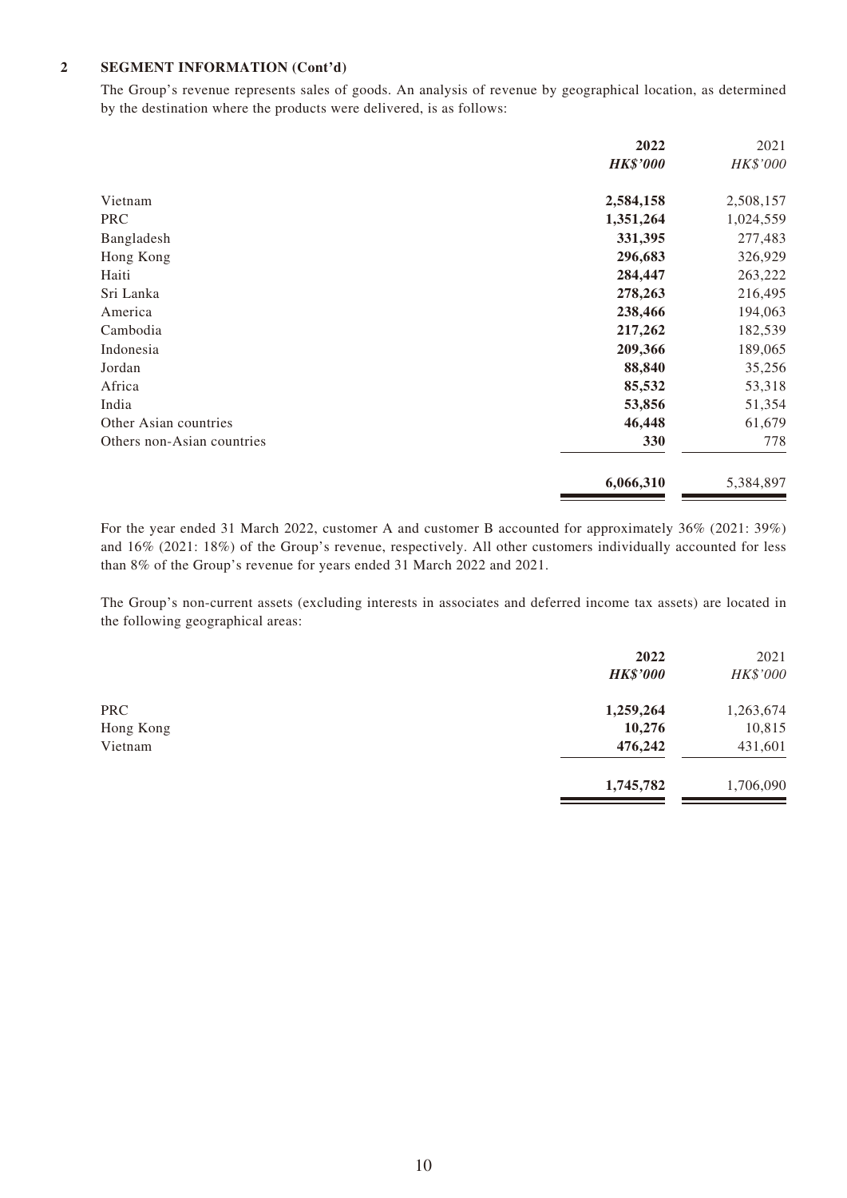## 2 SEGMENT INFORMATION (Cont'd)

The Group's revenue represents sales of goods. An analysis of revenue by geographical location, as determined by the destination where the products were delivered, is as follows:

| | **2022** | 2021 |
|---|---|---|
| | ***HK$'000*** | *HK$'000* |
| Vietnam | **2,584,158** | 2,508,157 |
| PRC | **1,351,264** | 1,024,559 |
| Bangladesh | **331,395** | 277,483 |
| Hong Kong | **296,683** | 326,929 |
| Haiti | **284,447** | 263,222 |
| Sri Lanka | **278,263** | 216,495 |
| America | **238,466** | 194,063 |
| Cambodia | **217,262** | 182,539 |
| Indonesia | **209,366** | 189,065 |
| Jordan | **88,840** | 35,256 |
| Africa | **85,532** | 53,318 |
| India | **53,856** | 51,354 |
| Other Asian countries | **46,448** | 61,679 |
| Others non-Asian countries | **330** | 778 |
| | **6,066,310** | 5,384,897 |

For the year ended 31 March 2022, customer A and customer B accounted for approximately 36% (2021: 39%) and 16% (2021: 18%) of the Group's revenue, respectively. All other customers individually accounted for less than 8% of the Group's revenue for years ended 31 March 2022 and 2021.

The Group's non-current assets (excluding interests in associates and deferred income tax assets) are located in the following geographical areas:

| | **2022** | 2021 |
|---|---|---|
| | ***HK$'000*** | *HK$'000* |
| PRC | **1,259,264** | 1,263,674 |
| Hong Kong | **10,276** | 10,815 |
| Vietnam | **476,242** | 431,601 |
| | **1,745,782** | 1,706,090 |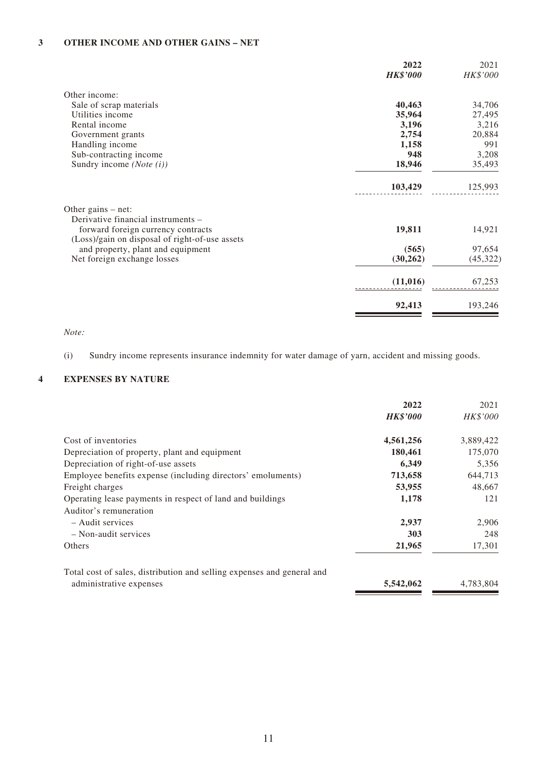## 3 OTHER INCOME AND OTHER GAINS – NET

| | **2022** | 2021 |
|---|---|---|
| | ***HK$'000*** | *HK$'000* |
| Other income: | | |
| Sale of scrap materials | **40,463** | 34,706 |
| Utilities income | **35,964** | 27,495 |
| Rental income | **3,196** | 3,216 |
| Government grants | **2,754** | 20,884 |
| Handling income | **1,158** | 991 |
| Sub-contracting income | **948** | 3,208 |
| Sundry income *(Note (i))* | **18,946** | 35,493 |
| | **103,429** | 125,993 |
| Other gains – net: | | |
| Derivative financial instruments – forward foreign currency contracts | **19,811** | 14,921 |
| (Loss)/gain on disposal of right-of-use assets and property, plant and equipment | **(565)** | 97,654 |
| Net foreign exchange losses | **(30,262)** | (45,322) |
| | **(11,016)** | 67,253 |
| | **92,413** | 193,246 |

*Note:*

(i) Sundry income represents insurance indemnity for water damage of yarn, accident and missing goods.

## 4 EXPENSES BY NATURE

| | **2022** | 2021 |
|---|---|---|
| | ***HK$'000*** | *HK$'000* |
| Cost of inventories | **4,561,256** | 3,889,422 |
| Depreciation of property, plant and equipment | **180,461** | 175,070 |
| Depreciation of right-of-use assets | **6,349** | 5,356 |
| Employee benefits expense (including directors' emoluments) | **713,658** | 644,713 |
| Freight charges | **53,955** | 48,667 |
| Operating lease payments in respect of land and buildings | **1,178** | 121 |
| Auditor's remuneration | | |
| – Audit services | **2,937** | 2,906 |
| – Non-audit services | **303** | 248 |
| Others | **21,965** | 17,301 |
| Total cost of sales, distribution and selling expenses and general and administrative expenses | **5,542,062** | 4,783,804 |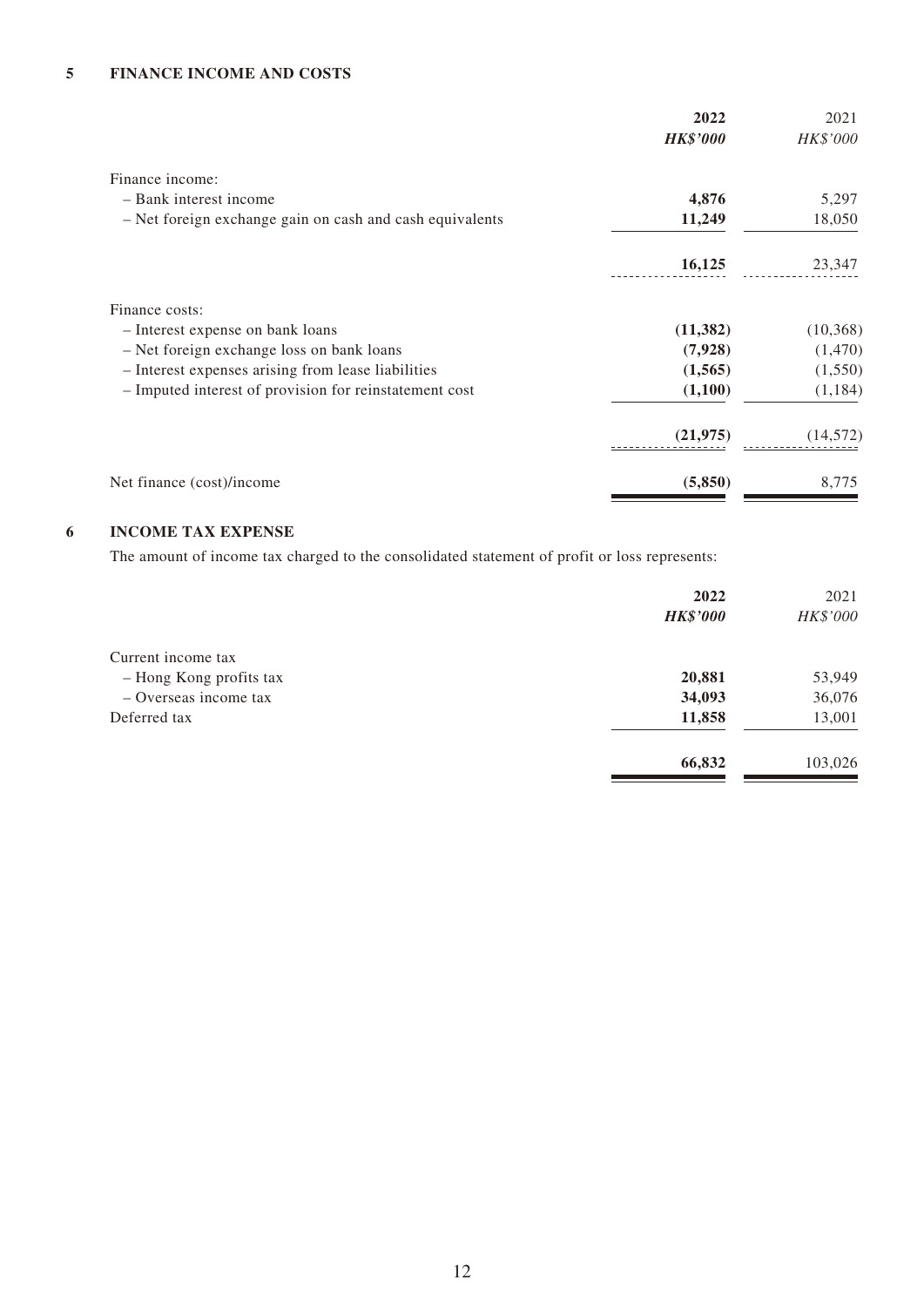## 5 FINANCE INCOME AND COSTS

| | 2022 | 2021 |
|---|---|---|
| | ***HK$'000*** | *HK$'000* |
| Finance income: | | |
| – Bank interest income | **4,876** | 5,297 |
| – Net foreign exchange gain on cash and cash equivalents | **11,249** | 18,050 |
| | **16,125** | 23,347 |
| Finance costs: | | |
| – Interest expense on bank loans | **(11,382)** | (10,368) |
| – Net foreign exchange loss on bank loans | **(7,928)** | (1,470) |
| – Interest expenses arising from lease liabilities | **(1,565)** | (1,550) |
| – Imputed interest of provision for reinstatement cost | **(1,100)** | (1,184) |
| | **(21,975)** | (14,572) |
| Net finance (cost)/income | **(5,850)** | 8,775 |

## 6 INCOME TAX EXPENSE

The amount of income tax charged to the consolidated statement of profit or loss represents:

| | 2022 | 2021 |
|---|---|---|
| | ***HK$'000*** | *HK$'000* |
| Current income tax | | |
| – Hong Kong profits tax | **20,881** | 53,949 |
| – Overseas income tax | **34,093** | 36,076 |
| Deferred tax | **11,858** | 13,001 |
| | **66,832** | 103,026 |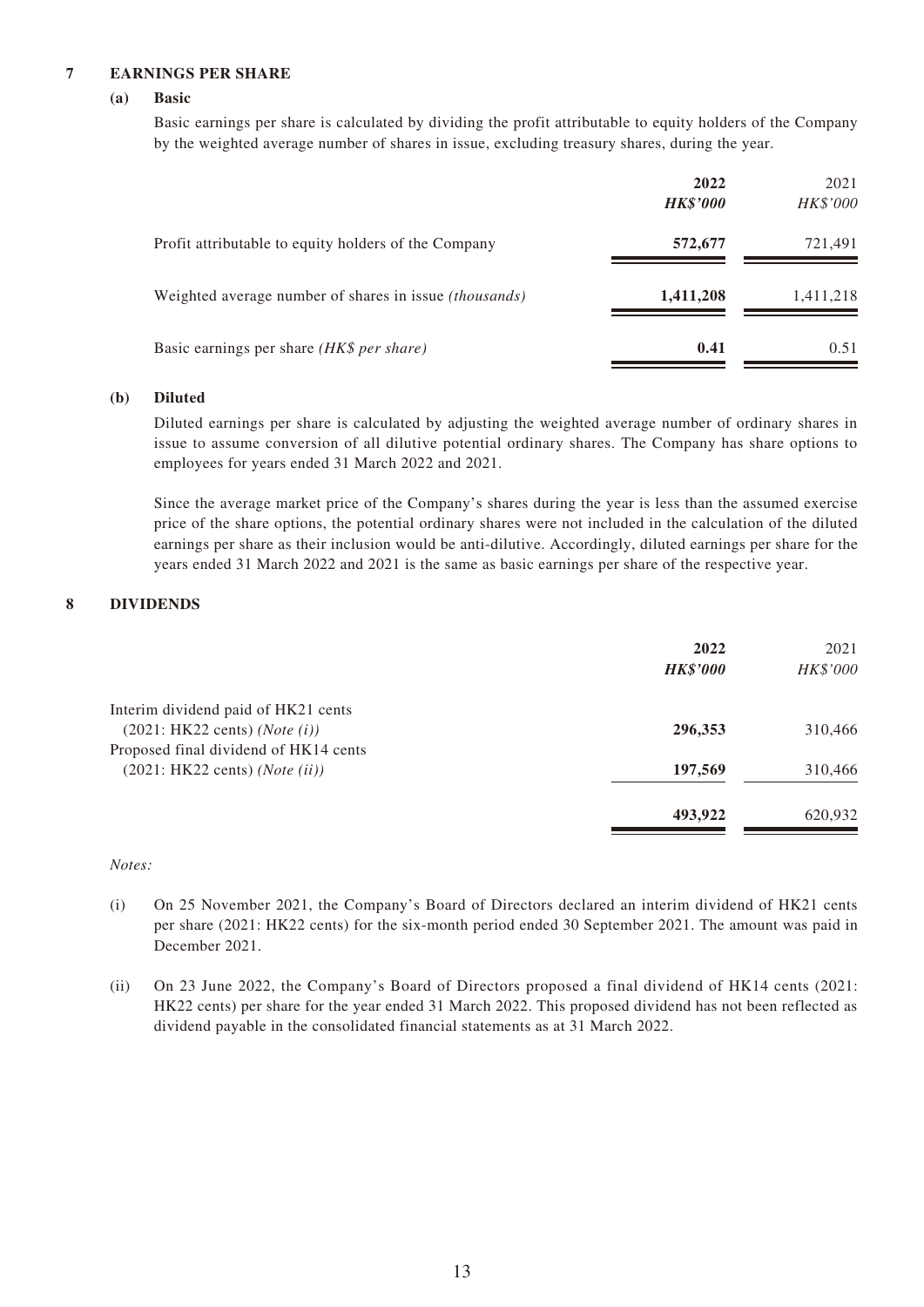## 7 EARNINGS PER SHARE

### (a) Basic

Basic earnings per share is calculated by dividing the profit attributable to equity holders of the Company by the weighted average number of shares in issue, excluding treasury shares, during the year.

| | **2022** | 2021 |
|---|---|---|
| | ***HK$'000*** | *HK$'000* |
| Profit attributable to equity holders of the Company | **572,677** | 721,491 |
| Weighted average number of shares in issue *(thousands)* | **1,411,208** | 1,411,218 |
| Basic earnings per share *(HK$ per share)* | **0.41** | 0.51 |

### (b) Diluted

Diluted earnings per share is calculated by adjusting the weighted average number of ordinary shares in issue to assume conversion of all dilutive potential ordinary shares. The Company has share options to employees for years ended 31 March 2022 and 2021.

Since the average market price of the Company's shares during the year is less than the assumed exercise price of the share options, the potential ordinary shares were not included in the calculation of the diluted earnings per share as their inclusion would be anti-dilutive. Accordingly, diluted earnings per share for the years ended 31 March 2022 and 2021 is the same as basic earnings per share of the respective year.

## 8 DIVIDENDS

| | **2022** | 2021 |
|---|---|---|
| | ***HK$'000*** | *HK$'000* |
| Interim dividend paid of HK21 cents (2021: HK22 cents) *(Note (i))* | **296,353** | 310,466 |
| Proposed final dividend of HK14 cents (2021: HK22 cents) *(Note (ii))* | **197,569** | 310,466 |
| | **493,922** | 620,932 |

*Notes:*

(i) On 25 November 2021, the Company's Board of Directors declared an interim dividend of HK21 cents per share (2021: HK22 cents) for the six-month period ended 30 September 2021. The amount was paid in December 2021.

(ii) On 23 June 2022, the Company's Board of Directors proposed a final dividend of HK14 cents (2021: HK22 cents) per share for the year ended 31 March 2022. This proposed dividend has not been reflected as dividend payable in the consolidated financial statements as at 31 March 2022.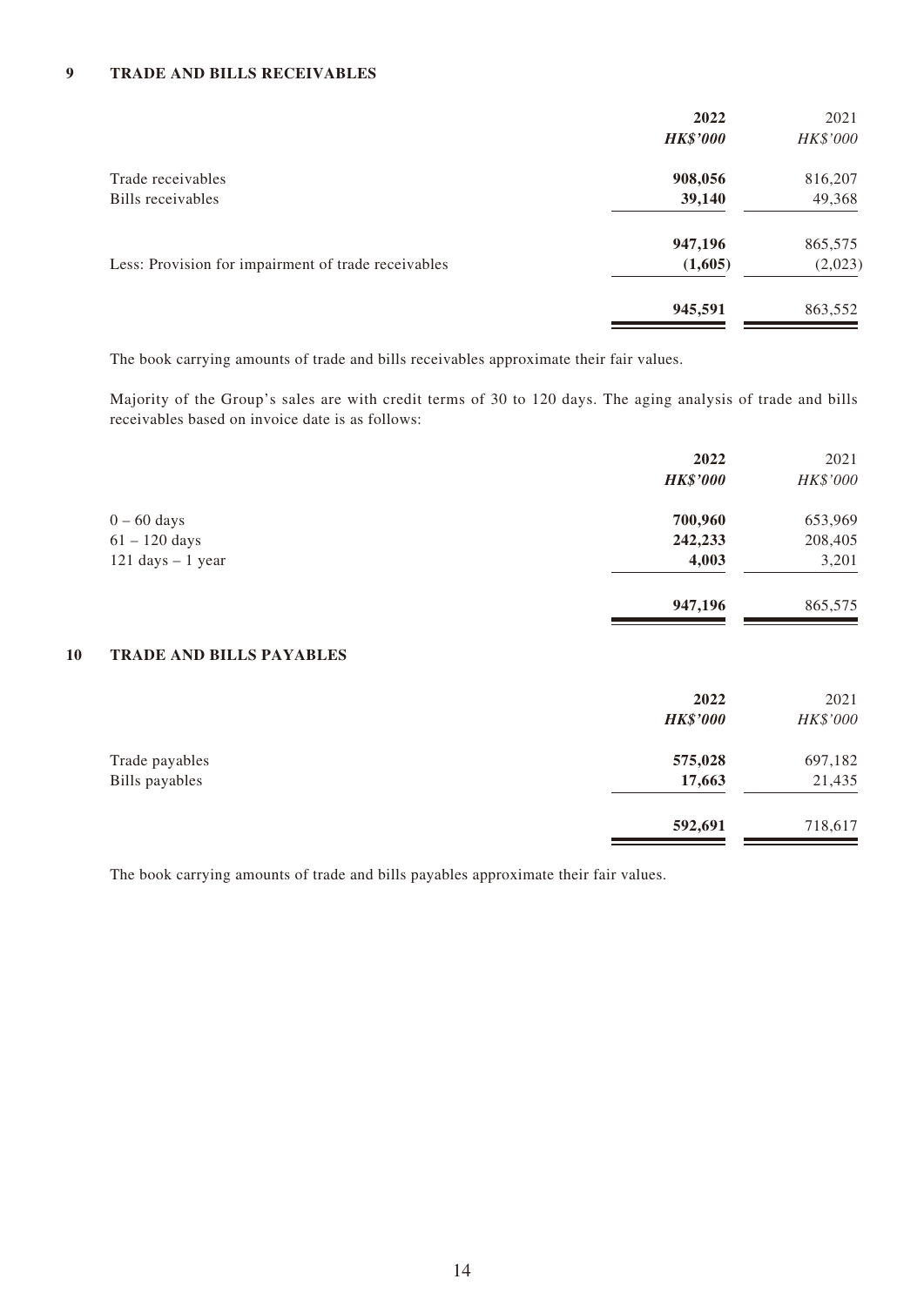## 9 TRADE AND BILLS RECEIVABLES

| | 2022 | 2021 |
|---|---|---|
| | ***HK$'000*** | *HK$'000* |
| Trade receivables | **908,056** | 816,207 |
| Bills receivables | **39,140** | 49,368 |
| | **947,196** | 865,575 |
| Less: Provision for impairment of trade receivables | **(1,605)** | (2,023) |
| | **945,591** | 863,552 |

The book carrying amounts of trade and bills receivables approximate their fair values.

Majority of the Group's sales are with credit terms of 30 to 120 days. The aging analysis of trade and bills receivables based on invoice date is as follows:

| | 2022 | 2021 |
|---|---|---|
| | ***HK$'000*** | *HK$'000* |
| 0 – 60 days | **700,960** | 653,969 |
| 61 – 120 days | **242,233** | 208,405 |
| 121 days – 1 year | **4,003** | 3,201 |
| | **947,196** | 865,575 |

## 10 TRADE AND BILLS PAYABLES

| | 2022 | 2021 |
|---|---|---|
| | ***HK$'000*** | *HK$'000* |
| Trade payables | **575,028** | 697,182 |
| Bills payables | **17,663** | 21,435 |
| | **592,691** | 718,617 |

The book carrying amounts of trade and bills payables approximate their fair values.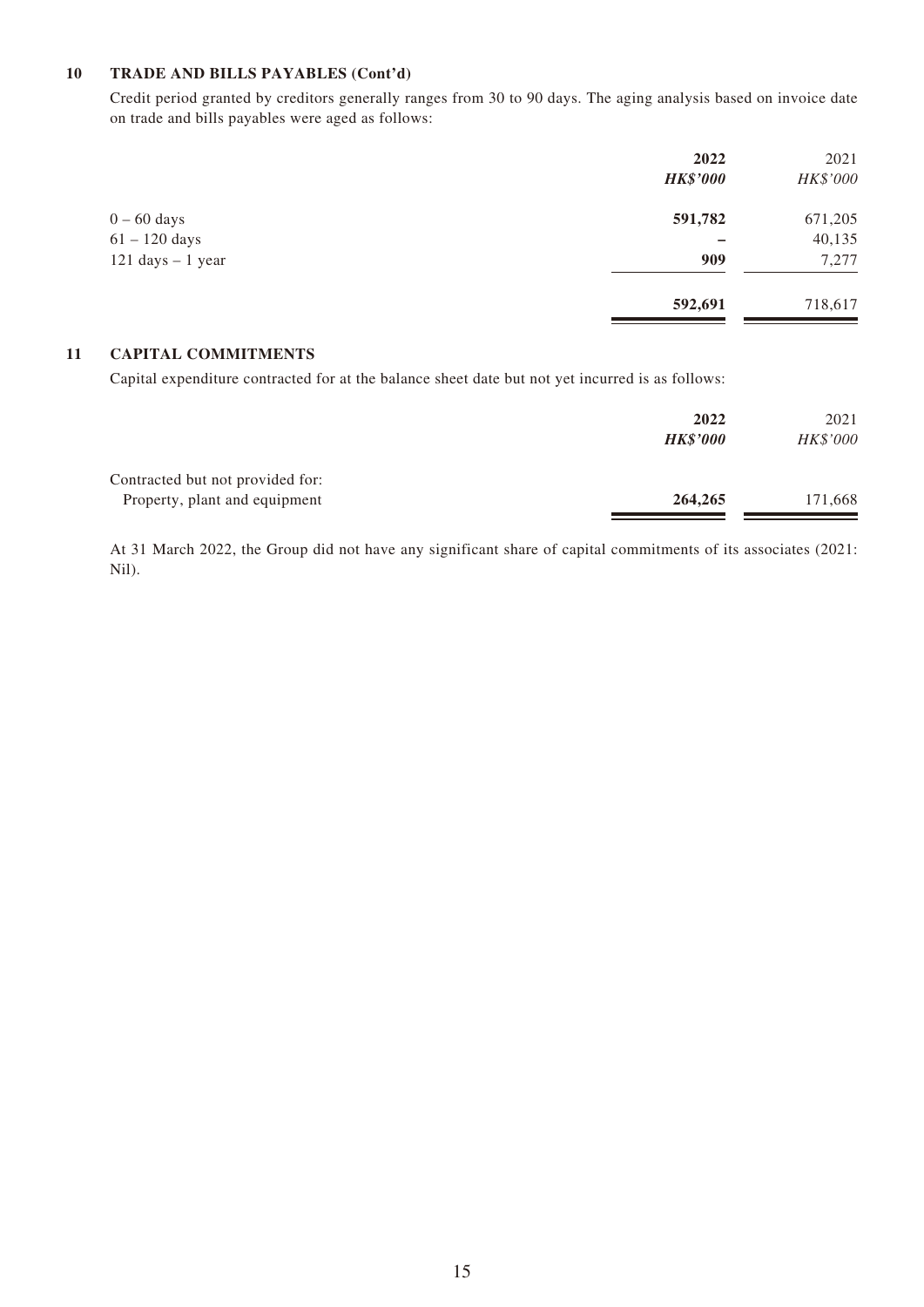## 10 TRADE AND BILLS PAYABLES (Cont'd)

Credit period granted by creditors generally ranges from 30 to 90 days. The aging analysis based on invoice date on trade and bills payables were aged as follows:

| | **2022** | 2021 |
|---|---|---|
| | ***HK$'000*** | *HK$'000* |
| 0 – 60 days | **591,782** | 671,205 |
| 61 – 120 days | **–** | 40,135 |
| 121 days – 1 year | **909** | 7,277 |
| | **592,691** | 718,617 |

## 11 CAPITAL COMMITMENTS

Capital expenditure contracted for at the balance sheet date but not yet incurred is as follows:

| | **2022** | 2021 |
|---|---|---|
| | ***HK$'000*** | *HK$'000* |
| Contracted but not provided for: | | |
| Property, plant and equipment | **264,265** | 171,668 |

At 31 March 2022, the Group did not have any significant share of capital commitments of its associates (2021: Nil).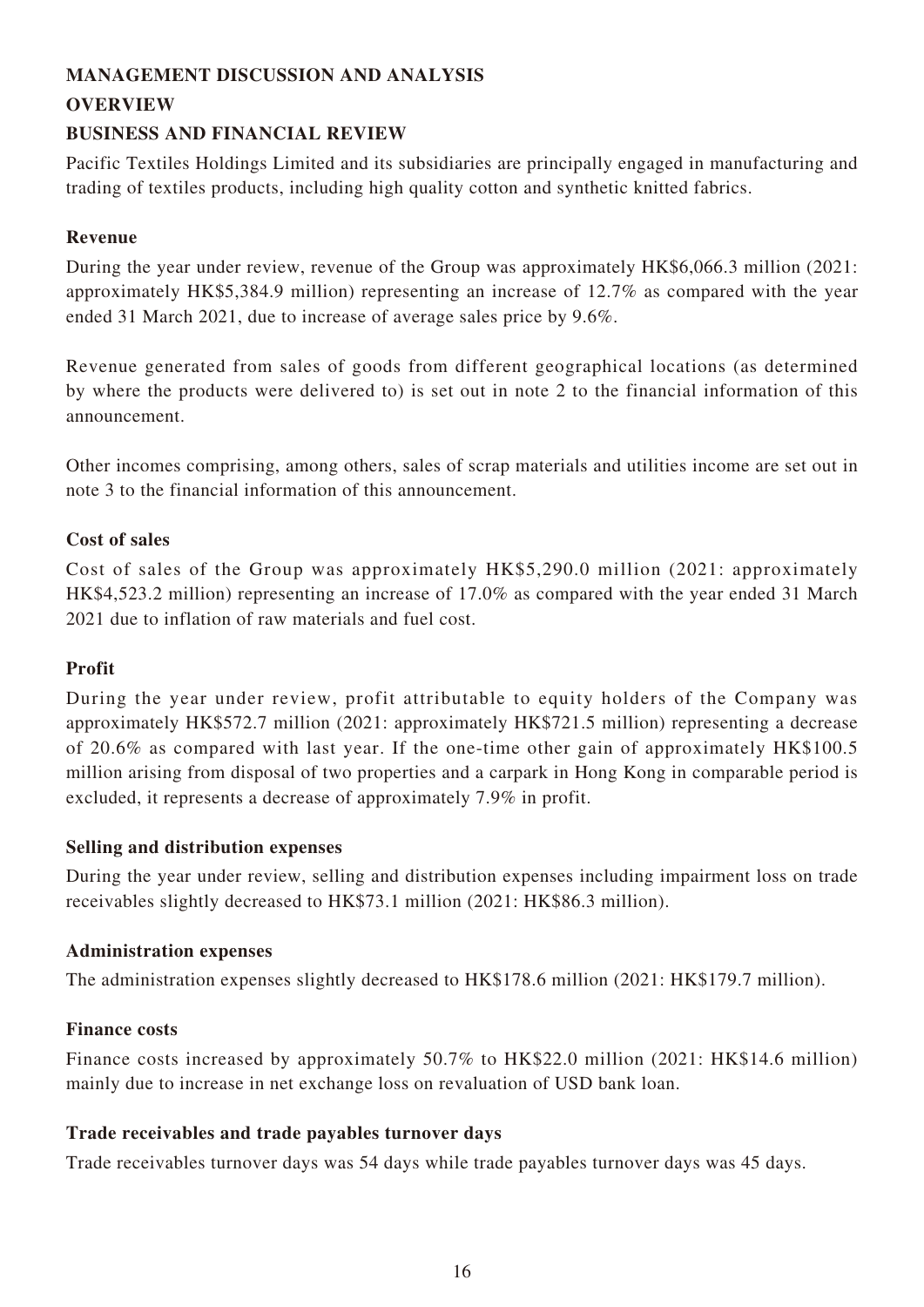## MANAGEMENT DISCUSSION AND ANALYSIS

## OVERVIEW

## BUSINESS AND FINANCIAL REVIEW

Pacific Textiles Holdings Limited and its subsidiaries are principally engaged in manufacturing and trading of textiles products, including high quality cotton and synthetic knitted fabrics.

### Revenue

During the year under review, revenue of the Group was approximately HK$6,066.3 million (2021: approximately HK$5,384.9 million) representing an increase of 12.7% as compared with the year ended 31 March 2021, due to increase of average sales price by 9.6%.

Revenue generated from sales of goods from different geographical locations (as determined by where the products were delivered to) is set out in note 2 to the financial information of this announcement.

Other incomes comprising, among others, sales of scrap materials and utilities income are set out in note 3 to the financial information of this announcement.

### Cost of sales

Cost of sales of the Group was approximately HK$5,290.0 million (2021: approximately HK$4,523.2 million) representing an increase of 17.0% as compared with the year ended 31 March 2021 due to inflation of raw materials and fuel cost.

### Profit

During the year under review, profit attributable to equity holders of the Company was approximately HK$572.7 million (2021: approximately HK$721.5 million) representing a decrease of 20.6% as compared with last year. If the one-time other gain of approximately HK$100.5 million arising from disposal of two properties and a carpark in Hong Kong in comparable period is excluded, it represents a decrease of approximately 7.9% in profit.

### Selling and distribution expenses

During the year under review, selling and distribution expenses including impairment loss on trade receivables slightly decreased to HK$73.1 million (2021: HK$86.3 million).

### Administration expenses

The administration expenses slightly decreased to HK$178.6 million (2021: HK$179.7 million).

### Finance costs

Finance costs increased by approximately 50.7% to HK$22.0 million (2021: HK$14.6 million) mainly due to increase in net exchange loss on revaluation of USD bank loan.

### Trade receivables and trade payables turnover days

Trade receivables turnover days was 54 days while trade payables turnover days was 45 days.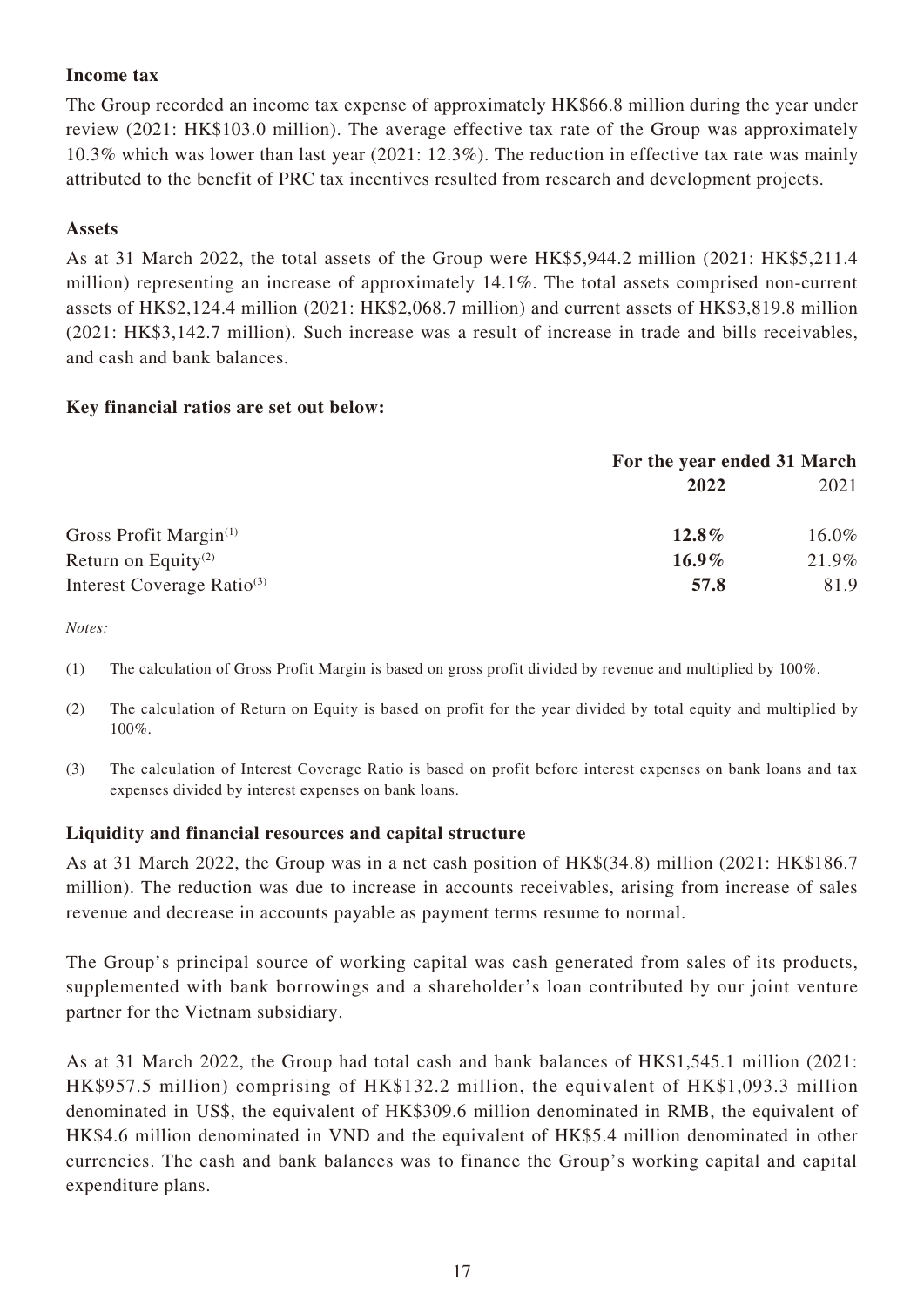### Income tax

The Group recorded an income tax expense of approximately HK$66.8 million during the year under review (2021: HK$103.0 million). The average effective tax rate of the Group was approximately 10.3% which was lower than last year (2021: 12.3%). The reduction in effective tax rate was mainly attributed to the benefit of PRC tax incentives resulted from research and development projects.

### Assets

As at 31 March 2022, the total assets of the Group were HK$5,944.2 million (2021: HK$5,211.4 million) representing an increase of approximately 14.1%. The total assets comprised non-current assets of HK$2,124.4 million (2021: HK$2,068.7 million) and current assets of HK$3,819.8 million (2021: HK$3,142.7 million). Such increase was a result of increase in trade and bills receivables, and cash and bank balances.

### Key financial ratios are set out below:

| | For the year ended 31 March | |
|---|---|---|
| | **2022** | 2021 |
| Gross Profit Margin[(1)] | **12.8%** | 16.0% |
| Return on Equity[(2)] | **16.9%** | 21.9% |
| Interest Coverage Ratio[(3)] | **57.8** | 81.9 |

*Notes:*

(1) The calculation of Gross Profit Margin is based on gross profit divided by revenue and multiplied by 100%.

(2) The calculation of Return on Equity is based on profit for the year divided by total equity and multiplied by 100%.

(3) The calculation of Interest Coverage Ratio is based on profit before interest expenses on bank loans and tax expenses divided by interest expenses on bank loans.

### Liquidity and financial resources and capital structure

As at 31 March 2022, the Group was in a net cash position of HK$(34.8) million (2021: HK$186.7 million). The reduction was due to increase in accounts receivables, arising from increase of sales revenue and decrease in accounts payable as payment terms resume to normal.

The Group's principal source of working capital was cash generated from sales of its products, supplemented with bank borrowings and a shareholder's loan contributed by our joint venture partner for the Vietnam subsidiary.

As at 31 March 2022, the Group had total cash and bank balances of HK$1,545.1 million (2021: HK$957.5 million) comprising of HK$132.2 million, the equivalent of HK$1,093.3 million denominated in US$, the equivalent of HK$309.6 million denominated in RMB, the equivalent of HK$4.6 million denominated in VND and the equivalent of HK$5.4 million denominated in other currencies. The cash and bank balances was to finance the Group's working capital and capital expenditure plans.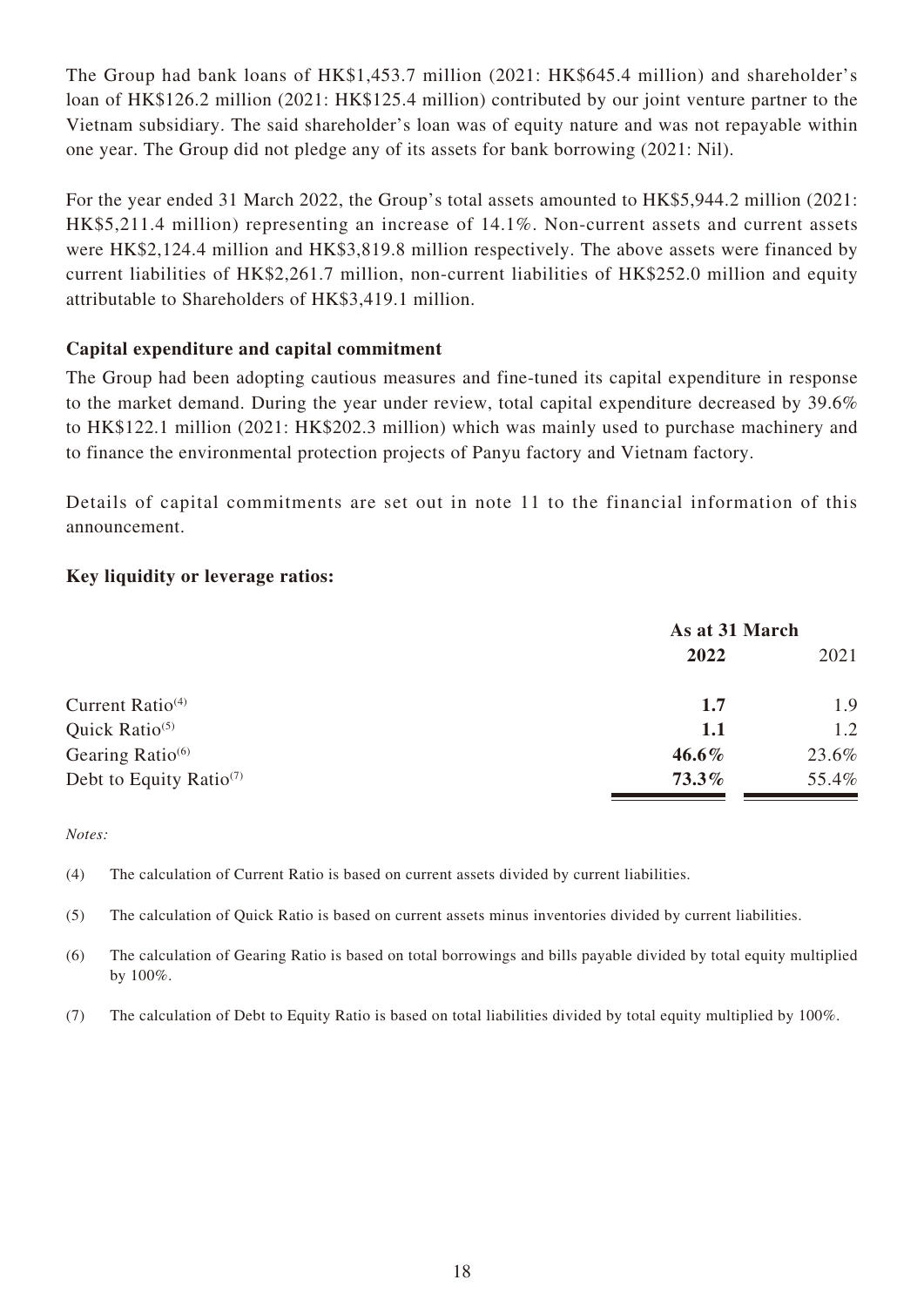The Group had bank loans of HK$1,453.7 million (2021: HK$645.4 million) and shareholder's loan of HK$126.2 million (2021: HK$125.4 million) contributed by our joint venture partner to the Vietnam subsidiary. The said shareholder's loan was of equity nature and was not repayable within one year. The Group did not pledge any of its assets for bank borrowing (2021: Nil).

For the year ended 31 March 2022, the Group's total assets amounted to HK$5,944.2 million (2021: HK$5,211.4 million) representing an increase of 14.1%. Non-current assets and current assets were HK$2,124.4 million and HK$3,819.8 million respectively. The above assets were financed by current liabilities of HK$2,261.7 million, non-current liabilities of HK$252.0 million and equity attributable to Shareholders of HK$3,419.1 million.

**Capital expenditure and capital commitment**

The Group had been adopting cautious measures and fine-tuned its capital expenditure in response to the market demand. During the year under review, total capital expenditure decreased by 39.6% to HK$122.1 million (2021: HK$202.3 million) which was mainly used to purchase machinery and to finance the environmental protection projects of Panyu factory and Vietnam factory.

Details of capital commitments are set out in note 11 to the financial information of this announcement.

**Key liquidity or leverage ratios:**

| | As at 31 March | |
|---|---|---|
| | **2022** | 2021 |
| Current Ratio[(4)] | **1.7** | 1.9 |
| Quick Ratio[(5)] | **1.1** | 1.2 |
| Gearing Ratio[(6)] | **46.6%** | 23.6% |
| Debt to Equity Ratio[(7)] | **73.3%** | 55.4% |

*Notes:*

(4) The calculation of Current Ratio is based on current assets divided by current liabilities.

(5) The calculation of Quick Ratio is based on current assets minus inventories divided by current liabilities.

(6) The calculation of Gearing Ratio is based on total borrowings and bills payable divided by total equity multiplied by 100%.

(7) The calculation of Debt to Equity Ratio is based on total liabilities divided by total equity multiplied by 100%.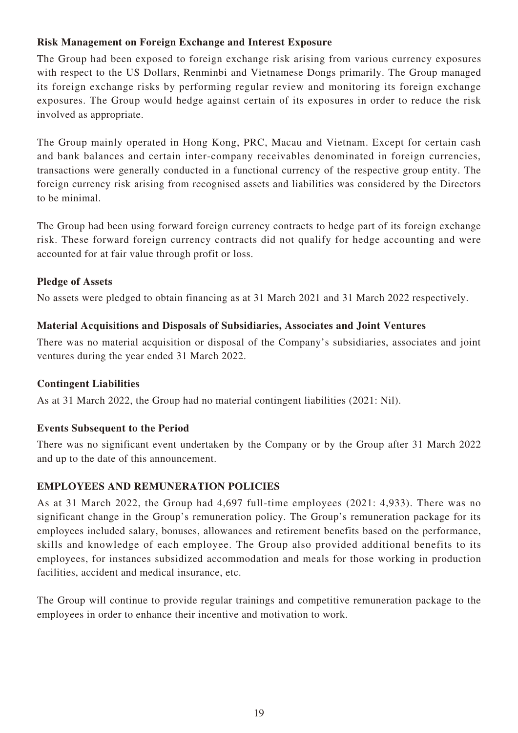**Risk Management on Foreign Exchange and Interest Exposure**

The Group had been exposed to foreign exchange risk arising from various currency exposures with respect to the US Dollars, Renminbi and Vietnamese Dongs primarily. The Group managed its foreign exchange risks by performing regular review and monitoring its foreign exchange exposures. The Group would hedge against certain of its exposures in order to reduce the risk involved as appropriate.

The Group mainly operated in Hong Kong, PRC, Macau and Vietnam. Except for certain cash and bank balances and certain inter-company receivables denominated in foreign currencies, transactions were generally conducted in a functional currency of the respective group entity. The foreign currency risk arising from recognised assets and liabilities was considered by the Directors to be minimal.

The Group had been using forward foreign currency contracts to hedge part of its foreign exchange risk. These forward foreign currency contracts did not qualify for hedge accounting and were accounted for at fair value through profit or loss.

**Pledge of Assets**

No assets were pledged to obtain financing as at 31 March 2021 and 31 March 2022 respectively.

**Material Acquisitions and Disposals of Subsidiaries, Associates and Joint Ventures**

There was no material acquisition or disposal of the Company's subsidiaries, associates and joint ventures during the year ended 31 March 2022.

**Contingent Liabilities**

As at 31 March 2022, the Group had no material contingent liabilities (2021: Nil).

**Events Subsequent to the Period**

There was no significant event undertaken by the Company or by the Group after 31 March 2022 and up to the date of this announcement.

## EMPLOYEES AND REMUNERATION POLICIES

As at 31 March 2022, the Group had 4,697 full-time employees (2021: 4,933). There was no significant change in the Group's remuneration policy. The Group's remuneration package for its employees included salary, bonuses, allowances and retirement benefits based on the performance, skills and knowledge of each employee. The Group also provided additional benefits to its employees, for instances subsidized accommodation and meals for those working in production facilities, accident and medical insurance, etc.

The Group will continue to provide regular trainings and competitive remuneration package to the employees in order to enhance their incentive and motivation to work.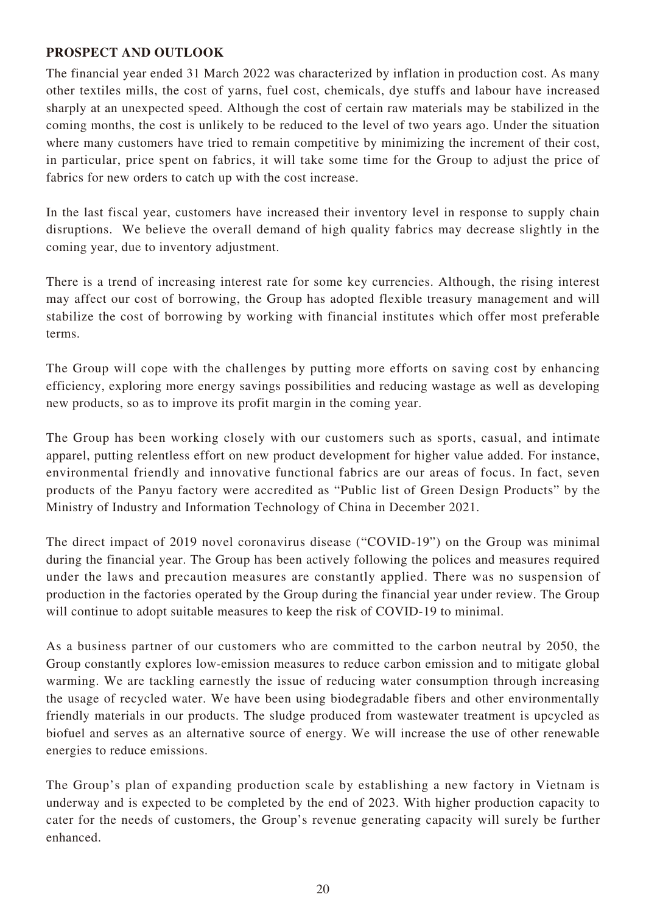## PROSPECT AND OUTLOOK

The financial year ended 31 March 2022 was characterized by inflation in production cost. As many other textiles mills, the cost of yarns, fuel cost, chemicals, dye stuffs and labour have increased sharply at an unexpected speed. Although the cost of certain raw materials may be stabilized in the coming months, the cost is unlikely to be reduced to the level of two years ago. Under the situation where many customers have tried to remain competitive by minimizing the increment of their cost, in particular, price spent on fabrics, it will take some time for the Group to adjust the price of fabrics for new orders to catch up with the cost increase.

In the last fiscal year, customers have increased their inventory level in response to supply chain disruptions. We believe the overall demand of high quality fabrics may decrease slightly in the coming year, due to inventory adjustment.

There is a trend of increasing interest rate for some key currencies. Although, the rising interest may affect our cost of borrowing, the Group has adopted flexible treasury management and will stabilize the cost of borrowing by working with financial institutes which offer most preferable terms.

The Group will cope with the challenges by putting more efforts on saving cost by enhancing efficiency, exploring more energy savings possibilities and reducing wastage as well as developing new products, so as to improve its profit margin in the coming year.

The Group has been working closely with our customers such as sports, casual, and intimate apparel, putting relentless effort on new product development for higher value added. For instance, environmental friendly and innovative functional fabrics are our areas of focus. In fact, seven products of the Panyu factory were accredited as "Public list of Green Design Products" by the Ministry of Industry and Information Technology of China in December 2021.

The direct impact of 2019 novel coronavirus disease ("COVID-19") on the Group was minimal during the financial year. The Group has been actively following the polices and measures required under the laws and precaution measures are constantly applied. There was no suspension of production in the factories operated by the Group during the financial year under review. The Group will continue to adopt suitable measures to keep the risk of COVID-19 to minimal.

As a business partner of our customers who are committed to the carbon neutral by 2050, the Group constantly explores low-emission measures to reduce carbon emission and to mitigate global warming. We are tackling earnestly the issue of reducing water consumption through increasing the usage of recycled water. We have been using biodegradable fibers and other environmentally friendly materials in our products. The sludge produced from wastewater treatment is upcycled as biofuel and serves as an alternative source of energy. We will increase the use of other renewable energies to reduce emissions.

The Group's plan of expanding production scale by establishing a new factory in Vietnam is underway and is expected to be completed by the end of 2023. With higher production capacity to cater for the needs of customers, the Group's revenue generating capacity will surely be further enhanced.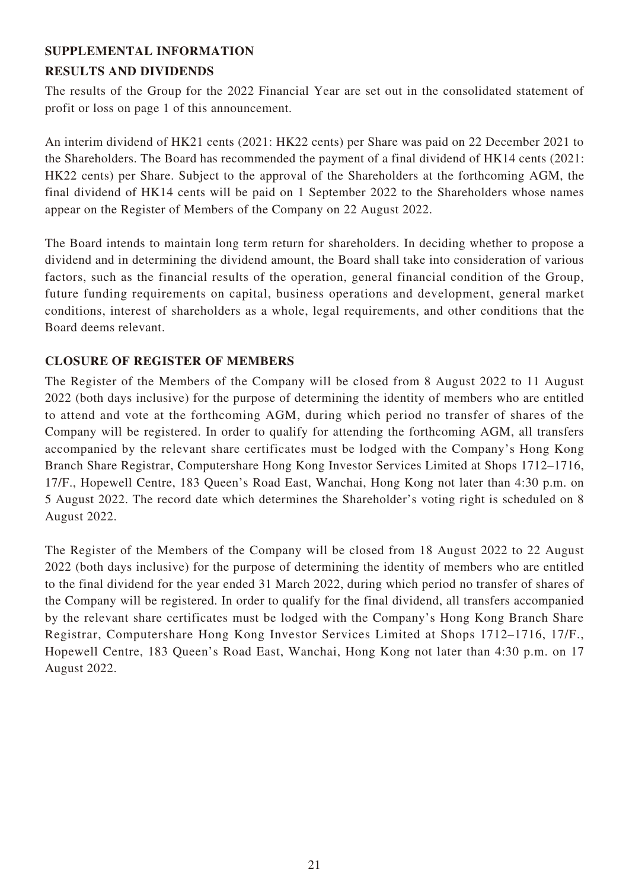## SUPPLEMENTAL INFORMATION

### RESULTS AND DIVIDENDS

The results of the Group for the 2022 Financial Year are set out in the consolidated statement of profit or loss on page 1 of this announcement.

An interim dividend of HK21 cents (2021: HK22 cents) per Share was paid on 22 December 2021 to the Shareholders. The Board has recommended the payment of a final dividend of HK14 cents (2021: HK22 cents) per Share. Subject to the approval of the Shareholders at the forthcoming AGM, the final dividend of HK14 cents will be paid on 1 September 2022 to the Shareholders whose names appear on the Register of Members of the Company on 22 August 2022.

The Board intends to maintain long term return for shareholders. In deciding whether to propose a dividend and in determining the dividend amount, the Board shall take into consideration of various factors, such as the financial results of the operation, general financial condition of the Group, future funding requirements on capital, business operations and development, general market conditions, interest of shareholders as a whole, legal requirements, and other conditions that the Board deems relevant.

### CLOSURE OF REGISTER OF MEMBERS

The Register of the Members of the Company will be closed from 8 August 2022 to 11 August 2022 (both days inclusive) for the purpose of determining the identity of members who are entitled to attend and vote at the forthcoming AGM, during which period no transfer of shares of the Company will be registered. In order to qualify for attending the forthcoming AGM, all transfers accompanied by the relevant share certificates must be lodged with the Company's Hong Kong Branch Share Registrar, Computershare Hong Kong Investor Services Limited at Shops 1712–1716, 17/F., Hopewell Centre, 183 Queen's Road East, Wanchai, Hong Kong not later than 4:30 p.m. on 5 August 2022. The record date which determines the Shareholder's voting right is scheduled on 8 August 2022.

The Register of the Members of the Company will be closed from 18 August 2022 to 22 August 2022 (both days inclusive) for the purpose of determining the identity of members who are entitled to the final dividend for the year ended 31 March 2022, during which period no transfer of shares of the Company will be registered. In order to qualify for the final dividend, all transfers accompanied by the relevant share certificates must be lodged with the Company's Hong Kong Branch Share Registrar, Computershare Hong Kong Investor Services Limited at Shops 1712–1716, 17/F., Hopewell Centre, 183 Queen's Road East, Wanchai, Hong Kong not later than 4:30 p.m. on 17 August 2022.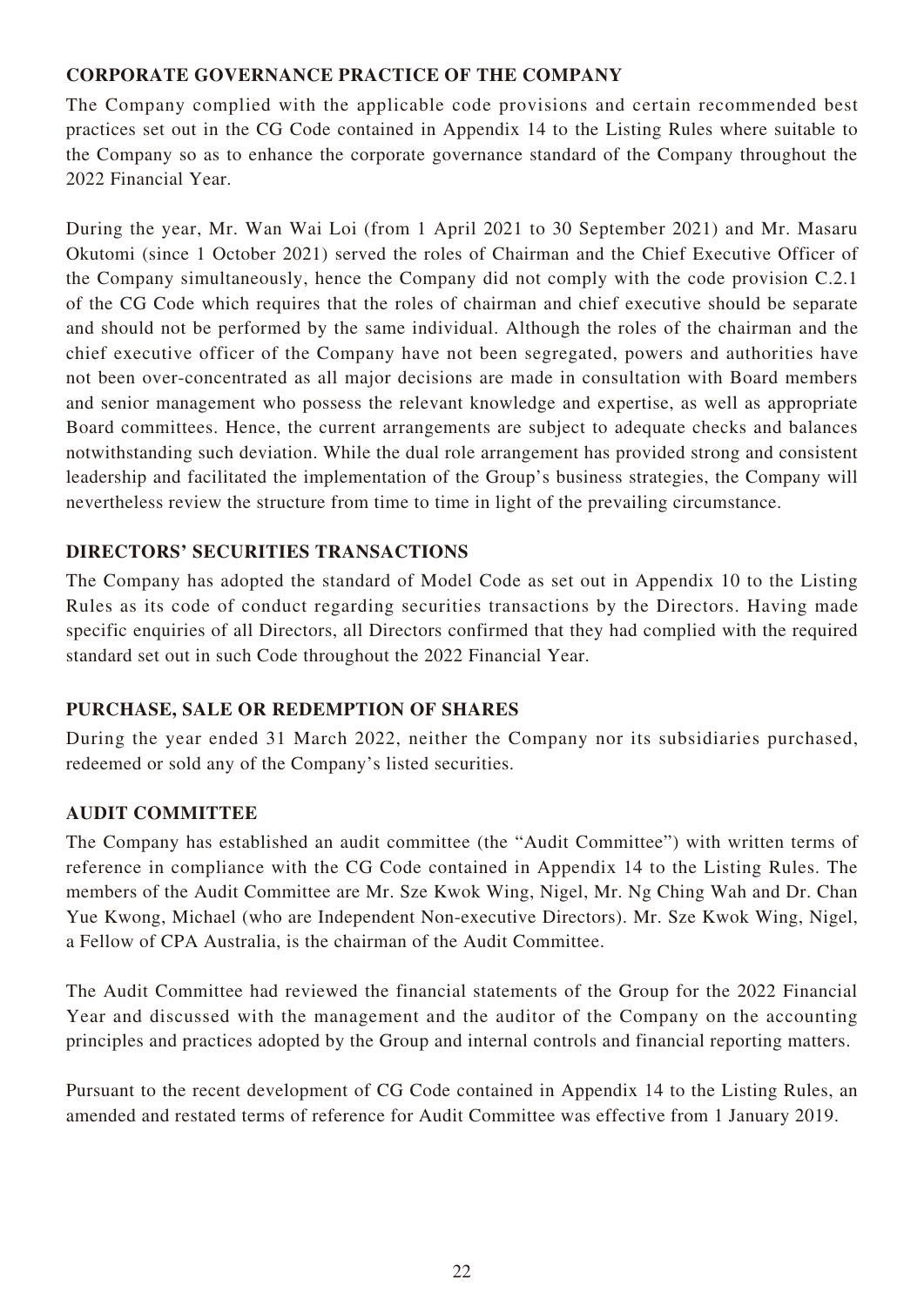## CORPORATE GOVERNANCE PRACTICE OF THE COMPANY

The Company complied with the applicable code provisions and certain recommended best practices set out in the CG Code contained in Appendix 14 to the Listing Rules where suitable to the Company so as to enhance the corporate governance standard of the Company throughout the 2022 Financial Year.

During the year, Mr. Wan Wai Loi (from 1 April 2021 to 30 September 2021) and Mr. Masaru Okutomi (since 1 October 2021) served the roles of Chairman and the Chief Executive Officer of the Company simultaneously, hence the Company did not comply with the code provision C.2.1 of the CG Code which requires that the roles of chairman and chief executive should be separate and should not be performed by the same individual. Although the roles of the chairman and the chief executive officer of the Company have not been segregated, powers and authorities have not been over-concentrated as all major decisions are made in consultation with Board members and senior management who possess the relevant knowledge and expertise, as well as appropriate Board committees. Hence, the current arrangements are subject to adequate checks and balances notwithstanding such deviation. While the dual role arrangement has provided strong and consistent leadership and facilitated the implementation of the Group's business strategies, the Company will nevertheless review the structure from time to time in light of the prevailing circumstance.

## DIRECTORS' SECURITIES TRANSACTIONS

The Company has adopted the standard of Model Code as set out in Appendix 10 to the Listing Rules as its code of conduct regarding securities transactions by the Directors. Having made specific enquiries of all Directors, all Directors confirmed that they had complied with the required standard set out in such Code throughout the 2022 Financial Year.

## PURCHASE, SALE OR REDEMPTION OF SHARES

During the year ended 31 March 2022, neither the Company nor its subsidiaries purchased, redeemed or sold any of the Company's listed securities.

## AUDIT COMMITTEE

The Company has established an audit committee (the "Audit Committee") with written terms of reference in compliance with the CG Code contained in Appendix 14 to the Listing Rules. The members of the Audit Committee are Mr. Sze Kwok Wing, Nigel, Mr. Ng Ching Wah and Dr. Chan Yue Kwong, Michael (who are Independent Non-executive Directors). Mr. Sze Kwok Wing, Nigel, a Fellow of CPA Australia, is the chairman of the Audit Committee.

The Audit Committee had reviewed the financial statements of the Group for the 2022 Financial Year and discussed with the management and the auditor of the Company on the accounting principles and practices adopted by the Group and internal controls and financial reporting matters.

Pursuant to the recent development of CG Code contained in Appendix 14 to the Listing Rules, an amended and restated terms of reference for Audit Committee was effective from 1 January 2019.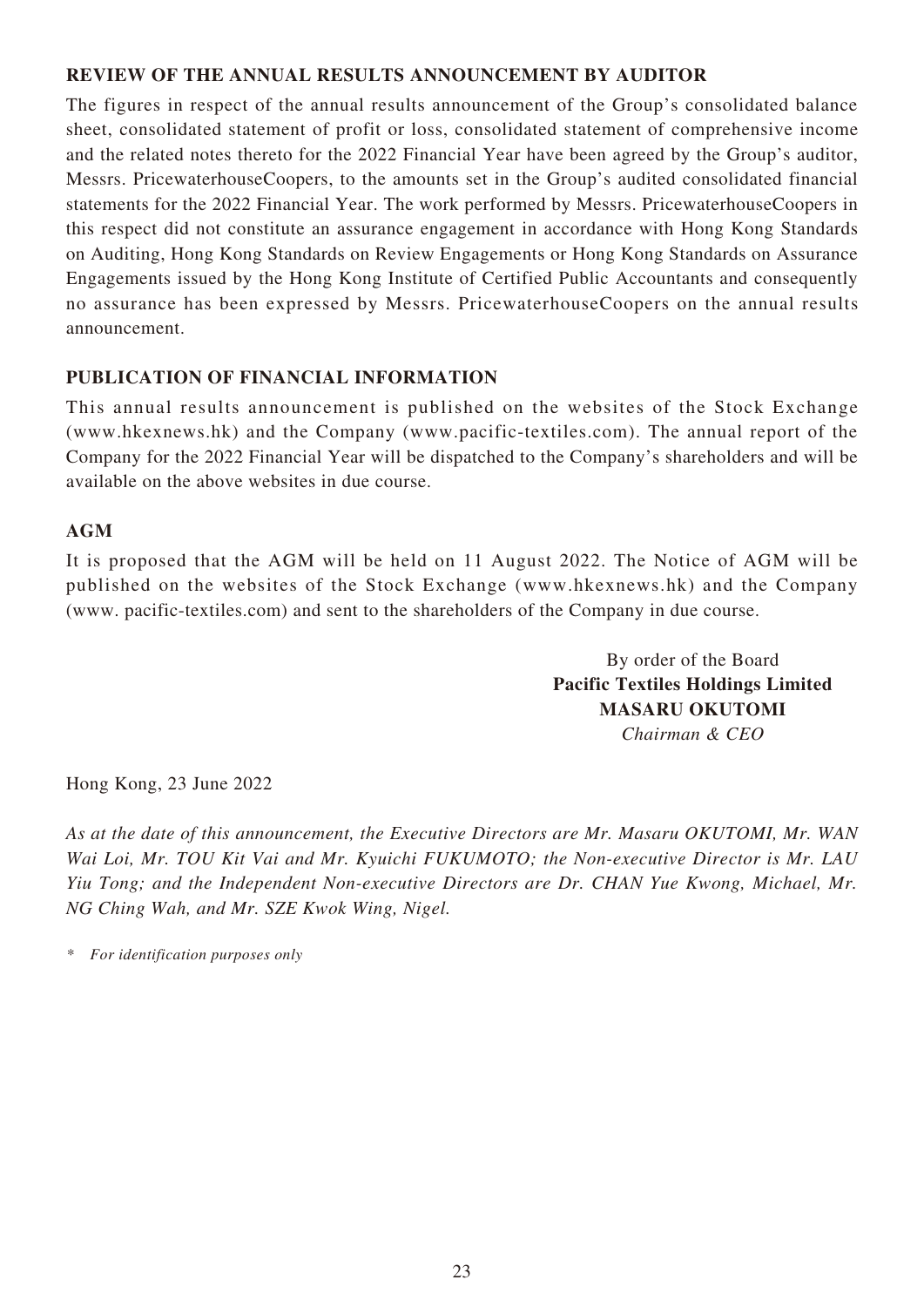## REVIEW OF THE ANNUAL RESULTS ANNOUNCEMENT BY AUDITOR

The figures in respect of the annual results announcement of the Group's consolidated balance sheet, consolidated statement of profit or loss, consolidated statement of comprehensive income and the related notes thereto for the 2022 Financial Year have been agreed by the Group's auditor, Messrs. PricewaterhouseCoopers, to the amounts set in the Group's audited consolidated financial statements for the 2022 Financial Year. The work performed by Messrs. PricewaterhouseCoopers in this respect did not constitute an assurance engagement in accordance with Hong Kong Standards on Auditing, Hong Kong Standards on Review Engagements or Hong Kong Standards on Assurance Engagements issued by the Hong Kong Institute of Certified Public Accountants and consequently no assurance has been expressed by Messrs. PricewaterhouseCoopers on the annual results announcement.

## PUBLICATION OF FINANCIAL INFORMATION

This annual results announcement is published on the websites of the Stock Exchange (www.hkexnews.hk) and the Company (www.pacific-textiles.com). The annual report of the Company for the 2022 Financial Year will be dispatched to the Company's shareholders and will be available on the above websites in due course.

## AGM

It is proposed that the AGM will be held on 11 August 2022. The Notice of AGM will be published on the websites of the Stock Exchange (www.hkexnews.hk) and the Company (www. pacific-textiles.com) and sent to the shareholders of the Company in due course.

By order of the Board
**Pacific Textiles Holdings Limited**
**MASARU OKUTOMI**
*Chairman & CEO*

Hong Kong, 23 June 2022

*As at the date of this announcement, the Executive Directors are Mr. Masaru OKUTOMI, Mr. WAN Wai Loi, Mr. TOU Kit Vai and Mr. Kyuichi FUKUMOTO; the Non-executive Director is Mr. LAU Yiu Tong; and the Independent Non-executive Directors are Dr. CHAN Yue Kwong, Michael, Mr. NG Ching Wah, and Mr. SZE Kwok Wing, Nigel.*

\* *For identification purposes only*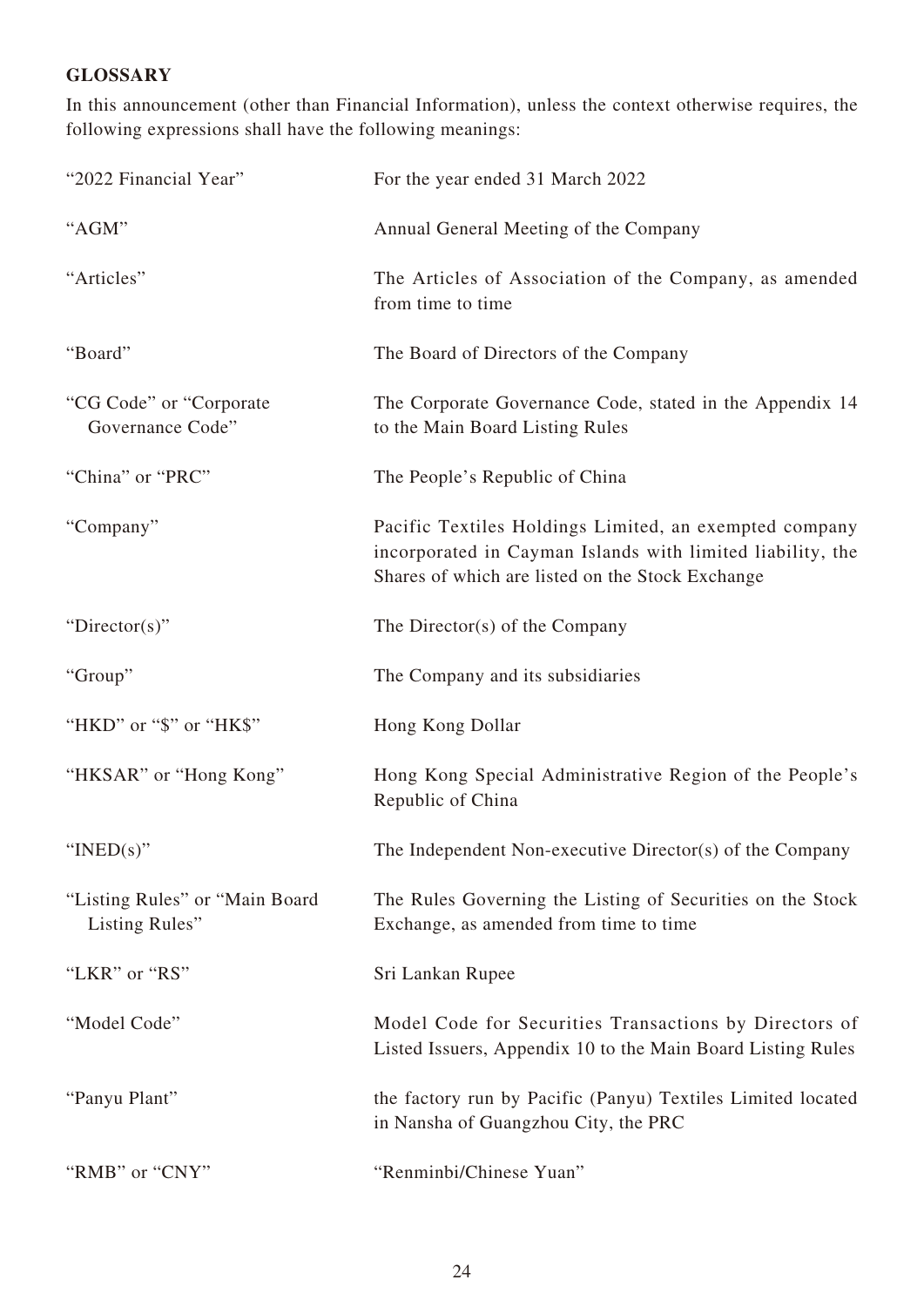## GLOSSARY

In this announcement (other than Financial Information), unless the context otherwise requires, the following expressions shall have the following meanings:

| Term | Meaning |
|---|---|
| "2022 Financial Year" | For the year ended 31 March 2022 |
| "AGM" | Annual General Meeting of the Company |
| "Articles" | The Articles of Association of the Company, as amended from time to time |
| "Board" | The Board of Directors of the Company |
| "CG Code" or "Corporate Governance Code" | The Corporate Governance Code, stated in the Appendix 14 to the Main Board Listing Rules |
| "China" or "PRC" | The People's Republic of China |
| "Company" | Pacific Textiles Holdings Limited, an exempted company incorporated in Cayman Islands with limited liability, the Shares of which are listed on the Stock Exchange |
| "Director(s)" | The Director(s) of the Company |
| "Group" | The Company and its subsidiaries |
| "HKD" or "$" or "HK$" | Hong Kong Dollar |
| "HKSAR" or "Hong Kong" | Hong Kong Special Administrative Region of the People's Republic of China |
| "INED(s)" | The Independent Non-executive Director(s) of the Company |
| "Listing Rules" or "Main Board Listing Rules" | The Rules Governing the Listing of Securities on the Stock Exchange, as amended from time to time |
| "LKR" or "RS" | Sri Lankan Rupee |
| "Model Code" | Model Code for Securities Transactions by Directors of Listed Issuers, Appendix 10 to the Main Board Listing Rules |
| "Panyu Plant" | the factory run by Pacific (Panyu) Textiles Limited located in Nansha of Guangzhou City, the PRC |
| "RMB" or "CNY" | "Renminbi/Chinese Yuan" |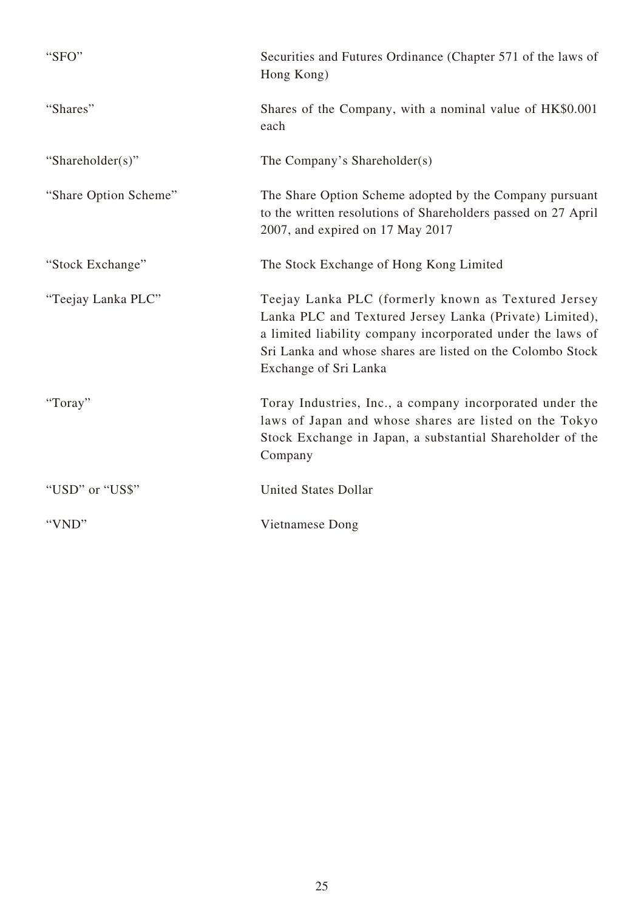| | |
|---|---|
| "SFO" | Securities and Futures Ordinance (Chapter 571 of the laws of Hong Kong) |
| "Shares" | Shares of the Company, with a nominal value of HK$0.001 each |
| "Shareholder(s)" | The Company's Shareholder(s) |
| "Share Option Scheme" | The Share Option Scheme adopted by the Company pursuant to the written resolutions of Shareholders passed on 27 April 2007, and expired on 17 May 2017 |
| "Stock Exchange" | The Stock Exchange of Hong Kong Limited |
| "Teejay Lanka PLC" | Teejay Lanka PLC (formerly known as Textured Jersey Lanka PLC and Textured Jersey Lanka (Private) Limited), a limited liability company incorporated under the laws of Sri Lanka and whose shares are listed on the Colombo Stock Exchange of Sri Lanka |
| "Toray" | Toray Industries, Inc., a company incorporated under the laws of Japan and whose shares are listed on the Tokyo Stock Exchange in Japan, a substantial Shareholder of the Company |
| "USD" or "US$" | United States Dollar |
| "VND" | Vietnamese Dong |